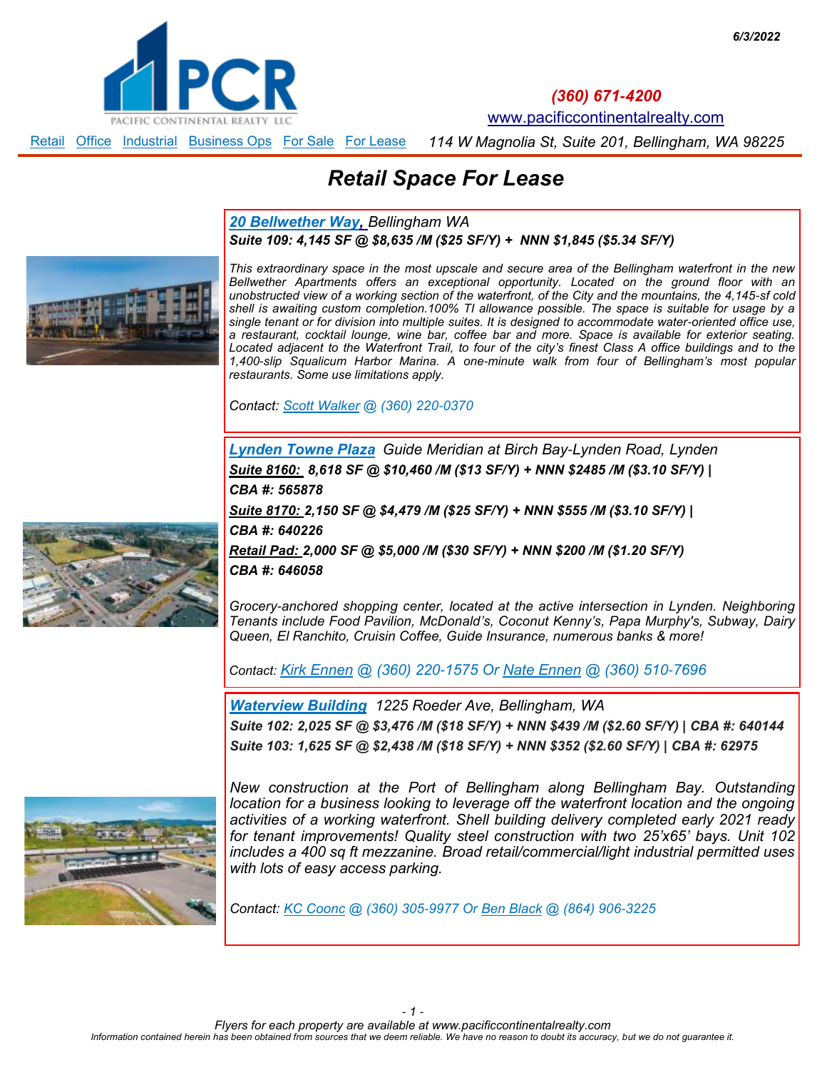6/3/2022

PACIFIC CONTINENTAL REALTY LLC

**(360) 671-4200**

www.pacificcontinentalrealty.com

Retail | Office | Industrial | Business Ops | For Sale | For Lease

*114 W Magnolia St, Suite 201, Bellingham, WA 98225*

# Retail Space For Lease

## 20 Bellwether Way, Bellingham WA

***Suite 109: 4,145 SF @ $8,635 /M ($25 SF/Y) + NNN $1,845 ($5.34 SF/Y)***

*This extraordinary space in the most upscale and secure area of the Bellingham waterfront in the new Bellwether Apartments offers an exceptional opportunity. Located on the ground floor with an unobstructed view of a working section of the waterfront, of the City and the mountains, the 4,145-sf cold shell is awaiting custom completion.100% TI allowance possible. The space is suitable for usage by a single tenant or for division into multiple suites. It is designed to accommodate water-oriented office use, a restaurant, cocktail lounge, wine bar, coffee bar and more. Space is available for exterior seating. Located adjacent to the Waterfront Trail, to four of the city's finest Class A office buildings and to the 1,400-slip Squalicum Harbor Marina. A one-minute walk from four of Bellingham's most popular restaurants. Some use limitations apply.*

*Contact: Scott Walker @ (360) 220-0370*

## Lynden Towne Plaza Guide Meridian at Birch Bay-Lynden Road, Lynden

***Suite 8160: 8,618 SF @ $10,460 /M ($13 SF/Y) + NNN $2485 /M ($3.10 SF/Y) |***
***CBA #: 565878***

***Suite 8170: 2,150 SF @ $4,479 /M ($25 SF/Y) + NNN $555 /M ($3.10 SF/Y) |***
***CBA #: 640226***

***Retail Pad: 2,000 SF @ $5,000 /M ($30 SF/Y) + NNN $200 /M ($1.20 SF/Y)***
***CBA #: 646058***

*Grocery-anchored shopping center, located at the active intersection in Lynden. Neighboring Tenants include Food Pavilion, McDonald's, Coconut Kenny's, Papa Murphy's, Subway, Dairy Queen, El Ranchito, Cruisin Coffee, Guide Insurance, numerous banks & more!*

*Contact: Kirk Ennen @ (360) 220-1575 Or Nate Ennen @ (360) 510-7696*

## Waterview Building 1225 Roeder Ave, Bellingham, WA

***Suite 102: 2,025 SF @ $3,476 /M ($18 SF/Y) + NNN $439 /M ($2.60 SF/Y) | CBA #: 640144***

***Suite 103: 1,625 SF @ $2,438 /M ($18 SF/Y) + NNN $352 ($2.60 SF/Y) | CBA #: 62975***

*New construction at the Port of Bellingham along Bellingham Bay. Outstanding location for a business looking to leverage off the waterfront location and the ongoing activities of a working waterfront. Shell building delivery completed early 2021 ready for tenant improvements! Quality steel construction with two 25'x65' bays. Unit 102 includes a 400 sq ft mezzanine. Broad retail/commercial/light industrial permitted uses with lots of easy access parking.*

*Contact: KC Coonc @ (360) 305-9977 Or Ben Black @ (864) 906-3225*

*Flyers for each property are available at www.pacificcontinentalrealty.com*

*Information contained herein has been obtained from sources that we deem reliable. We have no reason to doubt its accuracy, but we do not guarantee it.*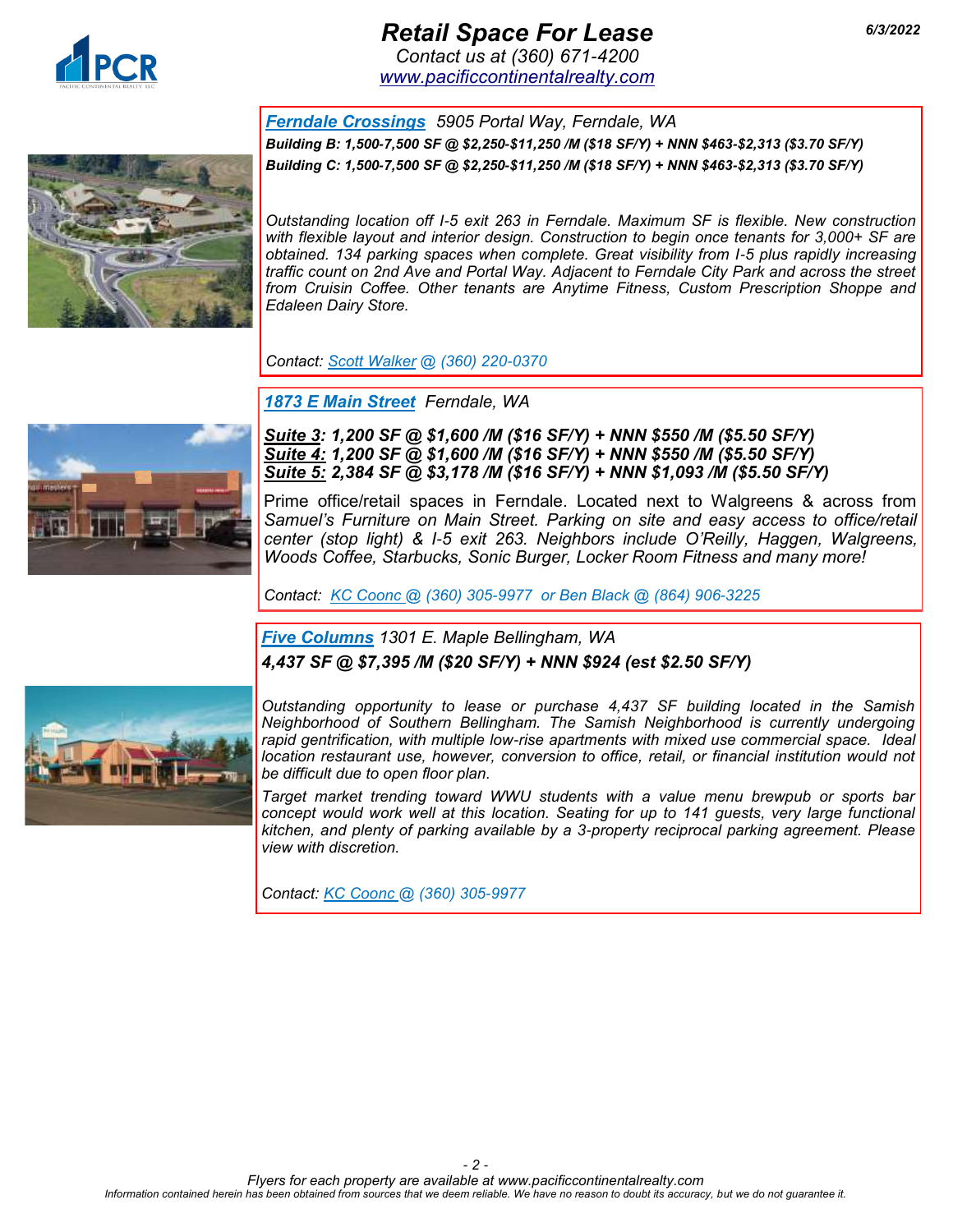# Retail Space For Lease

*Contact us at (360) 671-4200*
*www.pacificcontinentalrealty.com*

*6/3/2022*

## *Ferndale Crossings* *5905 Portal Way, Ferndale, WA*

***Building B: 1,500-7,500 SF @ $2,250-$11,250 /M ($18 SF/Y) + NNN $463-$2,313 ($3.70 SF/Y)***
***Building C: 1,500-7,500 SF @ $2,250-$11,250 /M ($18 SF/Y) + NNN $463-$2,313 ($3.70 SF/Y)***

*Outstanding location off I-5 exit 263 in Ferndale. Maximum SF is flexible. New construction with flexible layout and interior design. Construction to begin once tenants for 3,000+ SF are obtained. 134 parking spaces when complete. Great visibility from I-5 plus rapidly increasing traffic count on 2nd Ave and Portal Way. Adjacent to Ferndale City Park and across the street from Cruisin Coffee. Other tenants are Anytime Fitness, Custom Prescription Shoppe and Edaleen Dairy Store.*

*Contact: Scott Walker @ (360) 220-0370*

## *1873 E Main Street* *Ferndale, WA*

***Suite 3: 1,200 SF @ $1,600 /M ($16 SF/Y) + NNN $550 /M ($5.50 SF/Y)***
***Suite 4: 1,200 SF @ $1,600 /M ($16 SF/Y) + NNN $550 /M ($5.50 SF/Y)***
***Suite 5: 2,384 SF @ $3,178 /M ($16 SF/Y) + NNN $1,093 /M ($5.50 SF/Y)***

Prime office/retail spaces in Ferndale. Located next to Walgreens & across from *Samuel's Furniture on Main Street. Parking on site and easy access to office/retail center (stop light) & I-5 exit 263. Neighbors include O'Reilly, Haggen, Walgreens, Woods Coffee, Starbucks, Sonic Burger, Locker Room Fitness and many more!*

*Contact: KC Coonc @ (360) 305-9977 or Ben Black @ (864) 906-3225*

## *Five Columns* *1301 E. Maple Bellingham, WA*

***4,437 SF @ $7,395 /M ($20 SF/Y) + NNN $924 (est $2.50 SF/Y)***

*Outstanding opportunity to lease or purchase 4,437 SF building located in the Samish Neighborhood of Southern Bellingham. The Samish Neighborhood is currently undergoing rapid gentrification, with multiple low-rise apartments with mixed use commercial space. Ideal location restaurant use, however, conversion to office, retail, or financial institution would not be difficult due to open floor plan.*

*Target market trending toward WWU students with a value menu brewpub or sports bar concept would work well at this location. Seating for up to 141 guests, very large functional kitchen, and plenty of parking available by a 3-property reciprocal parking agreement. Please view with discretion.*

*Contact: KC Coonc @ (360) 305-9977*

*Flyers for each property are available at www.pacificcontinentalrealty.com*
*Information contained herein has been obtained from sources that we deem reliable. We have no reason to doubt its accuracy, but we do not guarantee it.*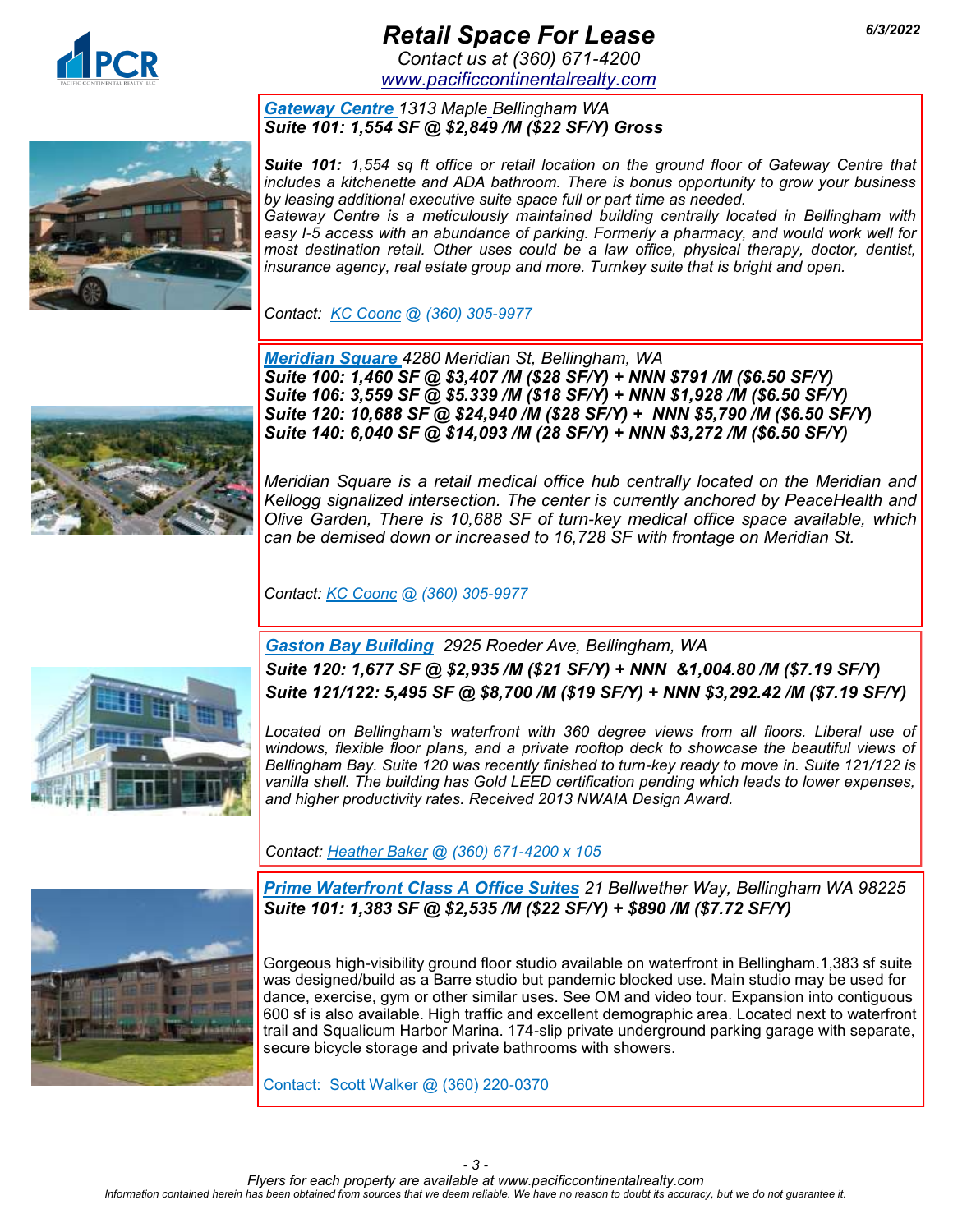# Retail Space For Lease

*Contact us at (360) 671-4200*
*www.pacificcontinentalrealty.com*

*6/3/2022*

***Gateway Centre** 1313 Maple Bellingham WA*
***Suite 101: 1,554 SF @ $2,849 /M ($22 SF/Y) Gross***

***Suite 101:** 1,554 sq ft office or retail location on the ground floor of Gateway Centre that includes a kitchenette and ADA bathroom. There is bonus opportunity to grow your business by leasing additional executive suite space full or part time as needed.*
*Gateway Centre is a meticulously maintained building centrally located in Bellingham with easy I-5 access with an abundance of parking. Formerly a pharmacy, and would work well for most destination retail. Other uses could be a law office, physical therapy, doctor, dentist, insurance agency, real estate group and more. Turnkey suite that is bright and open.*

*Contact: KC Coonc @ (360) 305-9977*

***Meridian Square** 4280 Meridian St, Bellingham, WA*
***Suite 100: 1,460 SF @ $3,407 /M ($28 SF/Y) + NNN $791 /M ($6.50 SF/Y)***
***Suite 106: 3,559 SF @ $5.339 /M ($18 SF/Y) + NNN $1,928 /M ($6.50 SF/Y)***
***Suite 120: 10,688 SF @ $24,940 /M ($28 SF/Y) + NNN $5,790 /M ($6.50 SF/Y)***
***Suite 140: 6,040 SF @ $14,093 /M (28 SF/Y) + NNN $3,272 /M ($6.50 SF/Y)***

*Meridian Square is a retail medical office hub centrally located on the Meridian and Kellogg signalized intersection. The center is currently anchored by PeaceHealth and Olive Garden, There is 10,688 SF of turn-key medical office space available, which can be demised down or increased to 16,728 SF with frontage on Meridian St.*

*Contact: KC Coonc @ (360) 305-9977*

***Gaston Bay Building** 2925 Roeder Ave, Bellingham, WA*
***Suite 120: 1,677 SF @ $2,935 /M ($21 SF/Y) + NNN &1,004.80 /M ($7.19 SF/Y)***
***Suite 121/122: 5,495 SF @ $8,700 /M ($19 SF/Y) + NNN $3,292.42 /M ($7.19 SF/Y)***

*Located on Bellingham's waterfront with 360 degree views from all floors. Liberal use of windows, flexible floor plans, and a private rooftop deck to showcase the beautiful views of Bellingham Bay. Suite 120 was recently finished to turn-key ready to move in. Suite 121/122 is vanilla shell. The building has Gold LEED certification pending which leads to lower expenses, and higher productivity rates. Received 2013 NWAIA Design Award.*

*Contact: Heather Baker @ (360) 671-4200 x 105*

***Prime Waterfront Class A Office Suites** 21 Bellwether Way, Bellingham WA 98225*
***Suite 101: 1,383 SF @ $2,535 /M ($22 SF/Y) + $890 /M ($7.72 SF/Y)***

Gorgeous high-visibility ground floor studio available on waterfront in Bellingham.1,383 sf suite was designed/build as a Barre studio but pandemic blocked use. Main studio may be used for dance, exercise, gym or other similar uses. See OM and video tour. Expansion into contiguous 600 sf is also available. High traffic and excellent demographic area. Located next to waterfront trail and Squalicum Harbor Marina. 174-slip private underground parking garage with separate, secure bicycle storage and private bathrooms with showers.

Contact: Scott Walker @ (360) 220-0370

*Flyers for each property are available at www.pacificcontinentalrealty.com*
*Information contained herein has been obtained from sources that we deem reliable. We have no reason to doubt its accuracy, but we do not guarantee it.*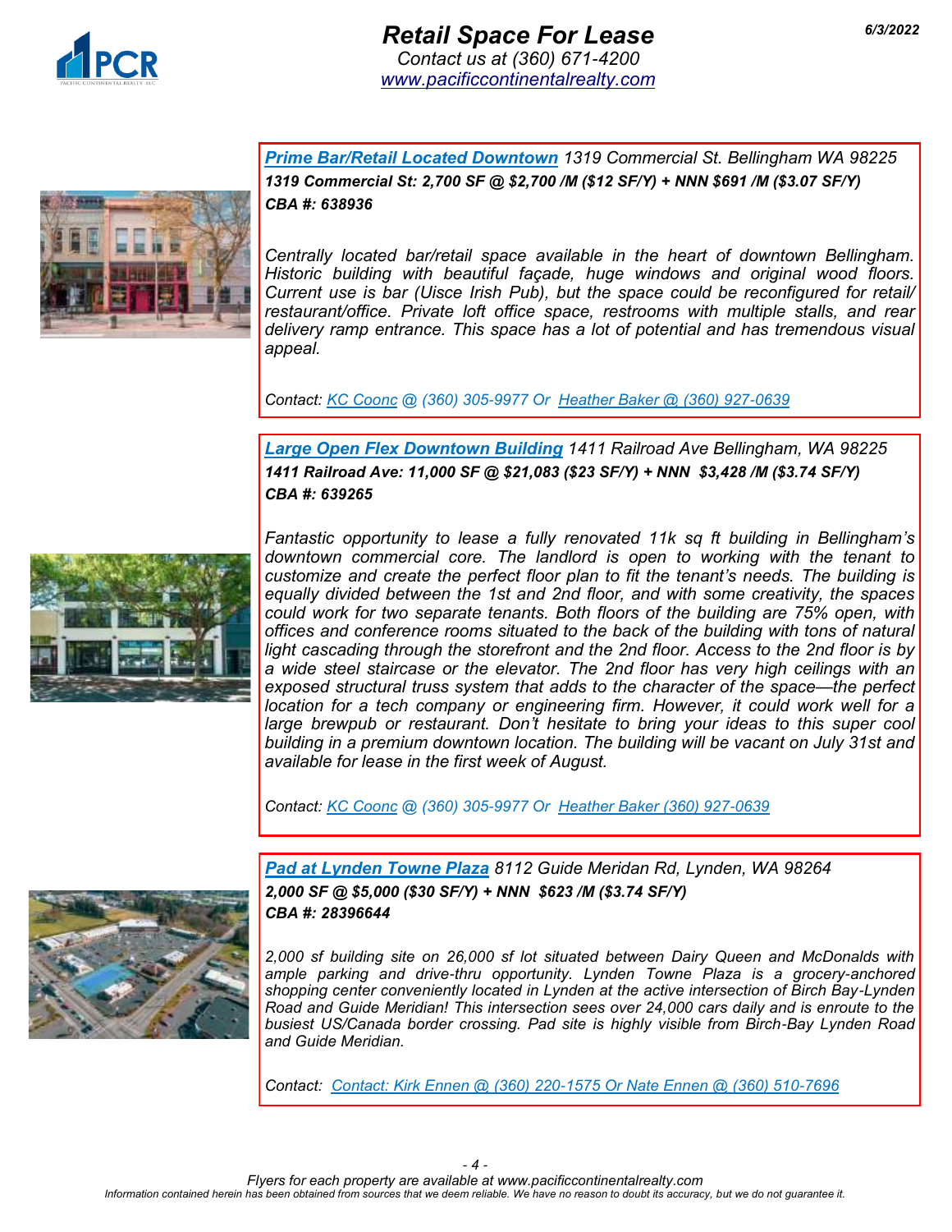# Retail Space For Lease

*Contact us at (360) 671-4200*
*www.pacificcontinentalrealty.com*

*6/3/2022*

***Prime Bar/Retail Located Downtown*** *1319 Commercial St. Bellingham WA 98225*
***1319 Commercial St: 2,700 SF @ $2,700 /M ($12 SF/Y) + NNN $691 /M ($3.07 SF/Y)***
***CBA #: 638936***

*Centrally located bar/retail space available in the heart of downtown Bellingham. Historic building with beautiful façade, huge windows and original wood floors. Current use is bar (Uisce Irish Pub), but the space could be reconfigured for retail/ restaurant/office. Private loft office space, restrooms with multiple stalls, and rear delivery ramp entrance. This space has a lot of potential and has tremendous visual appeal.*

*Contact: KC Coonc @ (360) 305-9977 Or Heather Baker @ (360) 927-0639*

***Large Open Flex Downtown Building*** *1411 Railroad Ave Bellingham, WA 98225*
***1411 Railroad Ave: 11,000 SF @ $21,083 ($23 SF/Y) + NNN $3,428 /M ($3.74 SF/Y)***
***CBA #: 639265***

*Fantastic opportunity to lease a fully renovated 11k sq ft building in Bellingham's downtown commercial core. The landlord is open to working with the tenant to customize and create the perfect floor plan to fit the tenant's needs. The building is equally divided between the 1st and 2nd floor, and with some creativity, the spaces could work for two separate tenants. Both floors of the building are 75% open, with offices and conference rooms situated to the back of the building with tons of natural light cascading through the storefront and the 2nd floor. Access to the 2nd floor is by a wide steel staircase or the elevator. The 2nd floor has very high ceilings with an exposed structural truss system that adds to the character of the space—the perfect location for a tech company or engineering firm. However, it could work well for a large brewpub or restaurant. Don't hesitate to bring your ideas to this super cool building in a premium downtown location. The building will be vacant on July 31st and available for lease in the first week of August.*

*Contact: KC Coonc @ (360) 305-9977 Or Heather Baker (360) 927-0639*

***Pad at Lynden Towne Plaza*** *8112 Guide Meridan Rd, Lynden, WA 98264*
***2,000 SF @ $5,000 ($30 SF/Y) + NNN $623 /M ($3.74 SF/Y)***
***CBA #: 28396644***

*2,000 sf building site on 26,000 sf lot situated between Dairy Queen and McDonalds with ample parking and drive-thru opportunity. Lynden Towne Plaza is a grocery-anchored shopping center conveniently located in Lynden at the active intersection of Birch Bay-Lynden Road and Guide Meridian! This intersection sees over 24,000 cars daily and is enroute to the busiest US/Canada border crossing. Pad site is highly visible from Birch-Bay Lynden Road and Guide Meridian.*

*Contact: Contact: Kirk Ennen @ (360) 220-1575 Or Nate Ennen @ (360) 510-7696*

*Flyers for each property are available at www.pacificcontinentalrealty.com*
*Information contained herein has been obtained from sources that we deem reliable. We have no reason to doubt its accuracy, but we do not guarantee it.*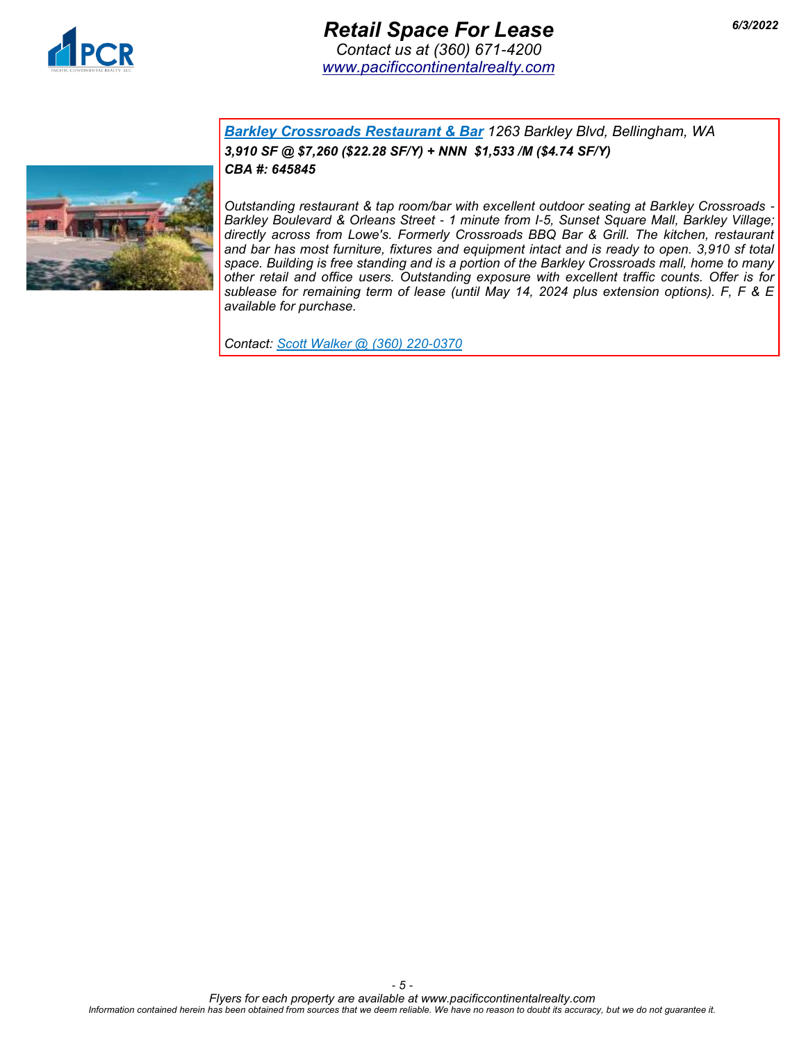# Retail Space For Lease

*Contact us at (360) 671-4200*
*www.pacificcontinentalrealty.com*

*6/3/2022*

***Barkley Crossroads Restaurant & Bar*** *1263 Barkley Blvd, Bellingham, WA*
***3,910 SF @ $7,260 ($22.28 SF/Y) + NNN $1,533 /M ($4.74 SF/Y)***
***CBA #: 645845***

*Outstanding restaurant & tap room/bar with excellent outdoor seating at Barkley Crossroads - Barkley Boulevard & Orleans Street - 1 minute from I-5, Sunset Square Mall, Barkley Village; directly across from Lowe's. Formerly Crossroads BBQ Bar & Grill. The kitchen, restaurant and bar has most furniture, fixtures and equipment intact and is ready to open. 3,910 sf total space. Building is free standing and is a portion of the Barkley Crossroads mall, home to many other retail and office users. Outstanding exposure with excellent traffic counts. Offer is for sublease for remaining term of lease (until May 14, 2024 plus extension options). F, F & E available for purchase.*

*Contact: Scott Walker @ (360) 220-0370*

*Flyers for each property are available at www.pacificcontinentalrealty.com*
*Information contained herein has been obtained from sources that we deem reliable. We have no reason to doubt its accuracy, but we do not guarantee it.*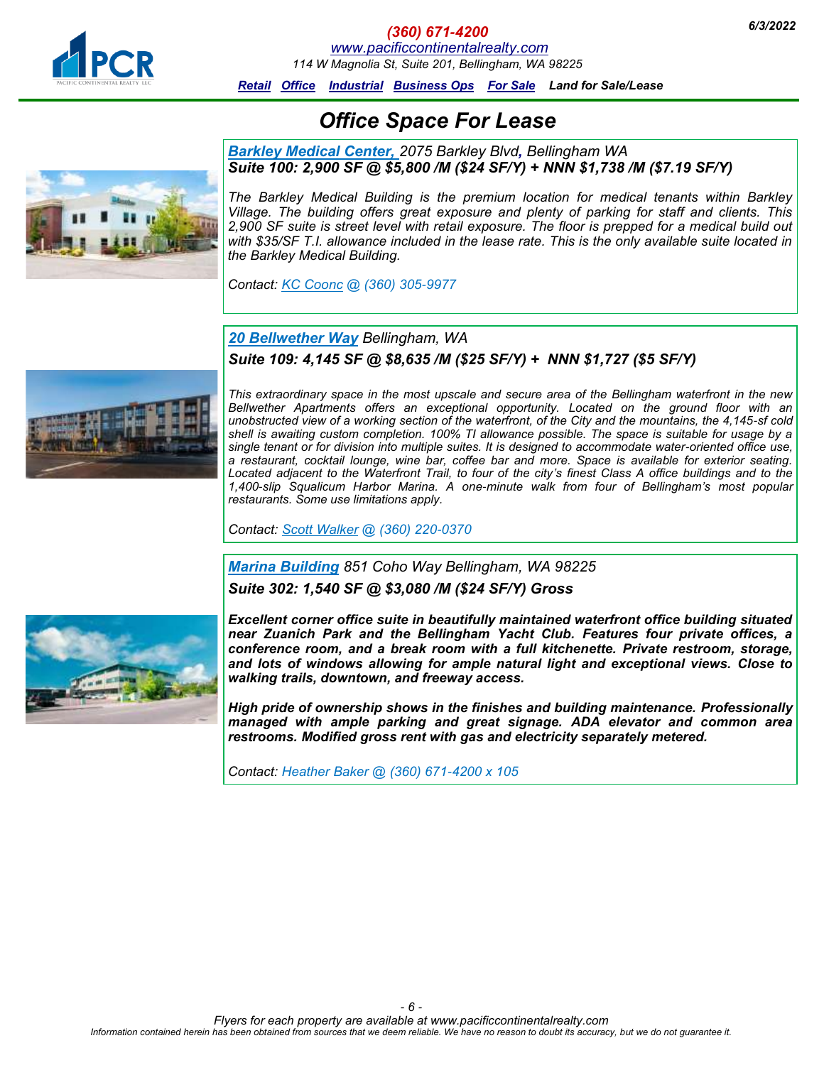# Office Space For Lease

**[Barkley Medical Center,](#)** *2075 Barkley Blvd, Bellingham WA*
***Suite 100: 2,900 SF @ $5,800 /M ($24 SF/Y) + NNN $1,738 /M ($7.19 SF/Y)***

*The Barkley Medical Building is the premium location for medical tenants within Barkley Village. The building offers great exposure and plenty of parking for staff and clients. This 2,900 SF suite is street level with retail exposure. The floor is prepped for a medical build out with $35/SF T.I. allowance included in the lease rate. This is the only available suite located in the Barkley Medical Building.*

*Contact: KC Coonc @ (360) 305-9977*

**20 Bellwether Way** *Bellingham, WA*
***Suite 109: 4,145 SF @ $8,635 /M ($25 SF/Y) + NNN $1,727 ($5 SF/Y)***

*This extraordinary space in the most upscale and secure area of the Bellingham waterfront in the new Bellwether Apartments offers an exceptional opportunity. Located on the ground floor with an unobstructed view of a working section of the waterfront, of the City and the mountains, the 4,145-sf cold shell is awaiting custom completion. 100% TI allowance possible. The space is suitable for usage by a single tenant or for division into multiple suites. It is designed to accommodate water-oriented office use, a restaurant, cocktail lounge, wine bar, coffee bar and more. Space is available for exterior seating. Located adjacent to the Waterfront Trail, to four of the city's finest Class A office buildings and to the 1,400-slip Squalicum Harbor Marina. A one-minute walk from four of Bellingham's most popular restaurants. Some use limitations apply.*

*Contact: Scott Walker @ (360) 220-0370*

**Marina Building** *851 Coho Way Bellingham, WA 98225*
***Suite 302: 1,540 SF @ $3,080 /M ($24 SF/Y) Gross***

***Excellent corner office suite in beautifully maintained waterfront office building situated near Zuanich Park and the Bellingham Yacht Club. Features four private offices, a conference room, and a break room with a full kitchenette. Private restroom, storage, and lots of windows allowing for ample natural light and exceptional views. Close to walking trails, downtown, and freeway access.***

***High pride of ownership shows in the finishes and building maintenance. Professionally managed with ample parking and great signage. ADA elevator and common area restrooms. Modified gross rent with gas and electricity separately metered.***

*Contact: Heather Baker @ (360) 671-4200 x 105*

*Flyers for each property are available at www.pacificcontinentalrealty.com*
*Information contained herein has been obtained from sources that we deem reliable. We have no reason to doubt its accuracy, but we do not guarantee it.*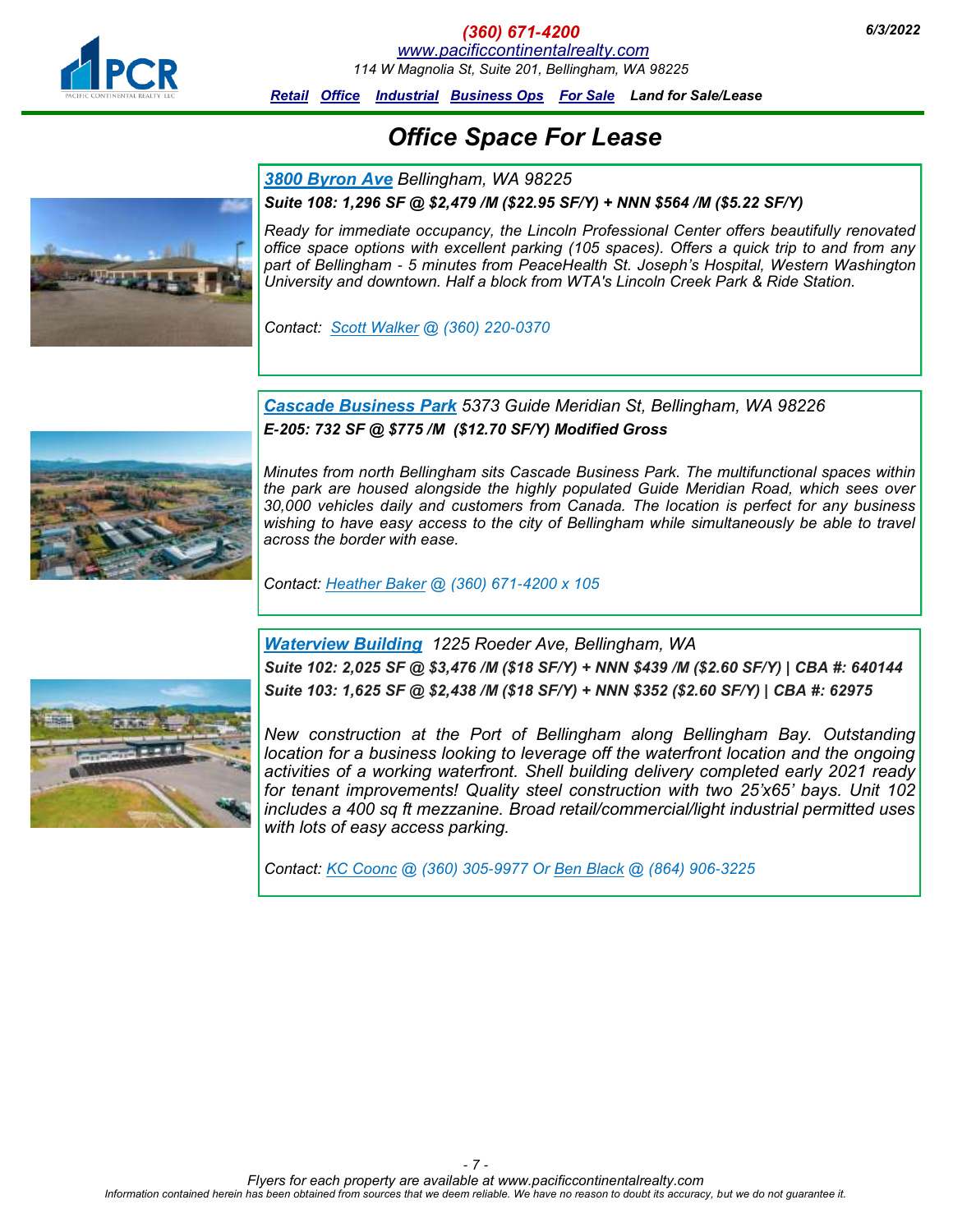(360) 671-4200
www.pacificcontinentalrealty.com
114 W Magnolia St, Suite 201, Bellingham, WA 98225

6/3/2022

Retail Office Industrial Business Ops For Sale Land for Sale/Lease

# Office Space For Lease

## 3800 Byron Ave Bellingham, WA 98225

***Suite 108: 1,296 SF @ $2,479 /M ($22.95 SF/Y) + NNN $564 /M ($5.22 SF/Y)***

*Ready for immediate occupancy, the Lincoln Professional Center offers beautifully renovated office space options with excellent parking (105 spaces). Offers a quick trip to and from any part of Bellingham - 5 minutes from PeaceHealth St. Joseph's Hospital, Western Washington University and downtown. Half a block from WTA's Lincoln Creek Park & Ride Station.*

*Contact: Scott Walker @ (360) 220-0370*

## Cascade Business Park 5373 Guide Meridian St, Bellingham, WA 98226

***E-205: 732 SF @ $775 /M ($12.70 SF/Y) Modified Gross***

*Minutes from north Bellingham sits Cascade Business Park. The multifunctional spaces within the park are housed alongside the highly populated Guide Meridian Road, which sees over 30,000 vehicles daily and customers from Canada. The location is perfect for any business wishing to have easy access to the city of Bellingham while simultaneously be able to travel across the border with ease.*

*Contact: Heather Baker @ (360) 671-4200 x 105*

## Waterview Building 1225 Roeder Ave, Bellingham, WA

***Suite 102: 2,025 SF @ $3,476 /M ($18 SF/Y) + NNN $439 /M ($2.60 SF/Y) | CBA #: 640144***

***Suite 103: 1,625 SF @ $2,438 /M ($18 SF/Y) + NNN $352 ($2.60 SF/Y) | CBA #: 62975***

*New construction at the Port of Bellingham along Bellingham Bay. Outstanding location for a business looking to leverage off the waterfront location and the ongoing activities of a working waterfront. Shell building delivery completed early 2021 ready for tenant improvements! Quality steel construction with two 25'x65' bays. Unit 102 includes a 400 sq ft mezzanine. Broad retail/commercial/light industrial permitted uses with lots of easy access parking.*

*Contact: KC Coonc @ (360) 305-9977 Or Ben Black @ (864) 906-3225*

*Flyers for each property are available at www.pacificcontinentalrealty.com*

*Information contained herein has been obtained from sources that we deem reliable. We have no reason to doubt its accuracy, but we do not guarantee it.*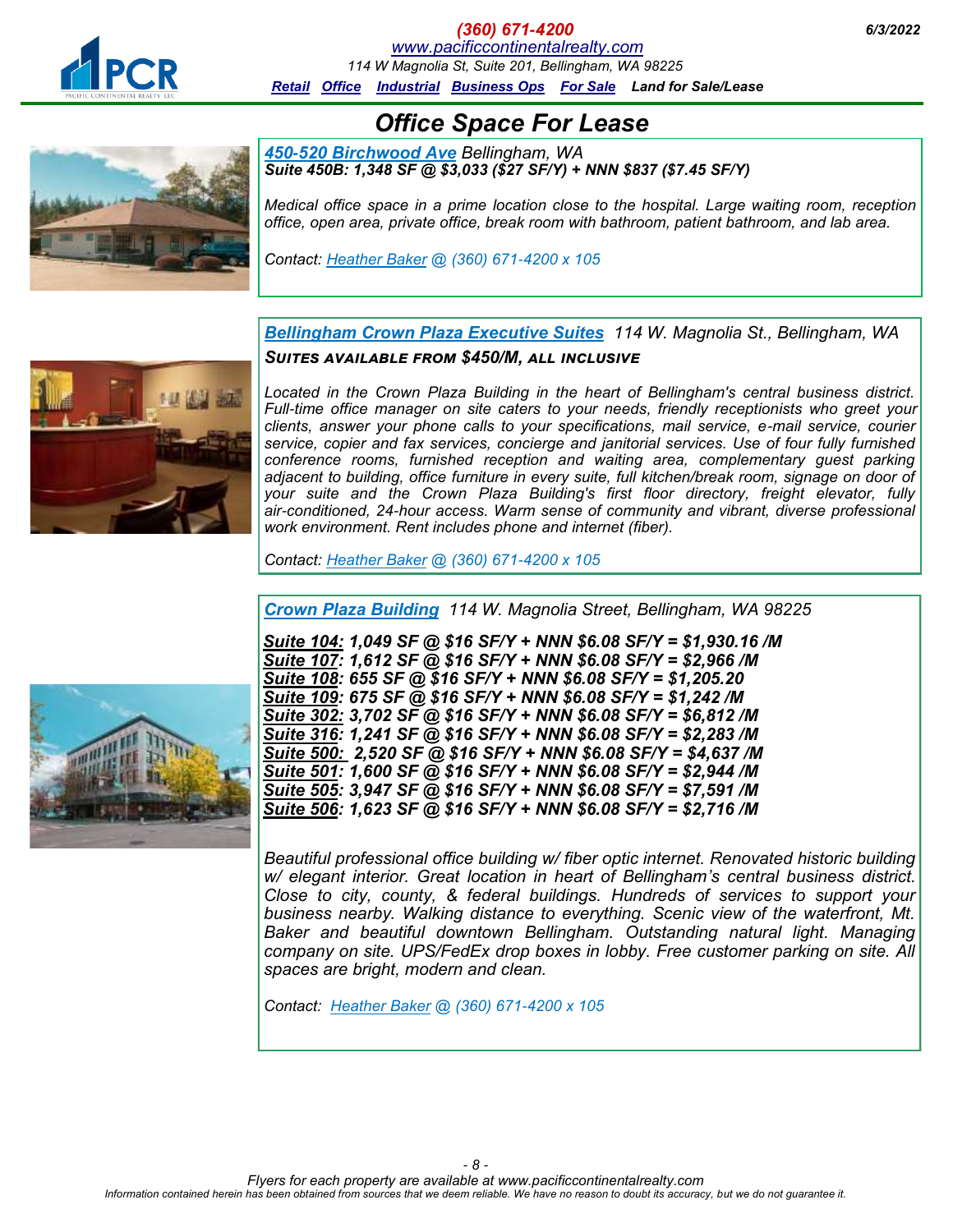(360) 671-4200
www.pacificcontinentalrealty.com
114 W Magnolia St, Suite 201, Bellingham, WA 98225
Retail Office Industrial Business Ops For Sale Land for Sale/Lease

6/3/2022

# *Office Space For Lease*

***450-520 Birchwood Ave*** *Bellingham, WA*
***Suite 450B: 1,348 SF @ $3,033 ($27 SF/Y) + NNN $837 ($7.45 SF/Y)***

*Medical office space in a prime location close to the hospital. Large waiting room, reception office, open area, private office, break room with bathroom, patient bathroom, and lab area.*

*Contact: Heather Baker @ (360) 671-4200 x 105*

---

***Bellingham Crown Plaza Executive Suites*** *114 W. Magnolia St., Bellingham, WA*
***SUITES AVAILABLE FROM $450/M, ALL INCLUSIVE***

*Located in the Crown Plaza Building in the heart of Bellingham's central business district. Full-time office manager on site caters to your needs, friendly receptionists who greet your clients, answer your phone calls to your specifications, mail service, e-mail service, courier service, copier and fax services, concierge and janitorial services. Use of four fully furnished conference rooms, furnished reception and waiting area, complementary guest parking adjacent to building, office furniture in every suite, full kitchen/break room, signage on door of your suite and the Crown Plaza Building's first floor directory, freight elevator, fully air-conditioned, 24-hour access. Warm sense of community and vibrant, diverse professional work environment. Rent includes phone and internet (fiber).*

*Contact: Heather Baker @ (360) 671-4200 x 105*

---

***Crown Plaza Building*** *114 W. Magnolia Street, Bellingham, WA 98225*

***Suite 104: 1,049 SF @ $16 SF/Y + NNN $6.08 SF/Y = $1,930.16 /M***
***Suite 107: 1,612 SF @ $16 SF/Y + NNN $6.08 SF/Y = $2,966 /M***
***Suite 108: 655 SF @ $16 SF/Y + NNN $6.08 SF/Y = $1,205.20***
***Suite 109: 675 SF @ $16 SF/Y + NNN $6.08 SF/Y = $1,242 /M***
***Suite 302: 3,702 SF @ $16 SF/Y + NNN $6.08 SF/Y = $6,812 /M***
***Suite 316: 1,241 SF @ $16 SF/Y + NNN $6.08 SF/Y = $2,283 /M***
***Suite 500: 2,520 SF @ $16 SF/Y + NNN $6.08 SF/Y = $4,637 /M***
***Suite 501: 1,600 SF @ $16 SF/Y + NNN $6.08 SF/Y = $2,944 /M***
***Suite 505: 3,947 SF @ $16 SF/Y + NNN $6.08 SF/Y = $7,591 /M***
***Suite 506: 1,623 SF @ $16 SF/Y + NNN $6.08 SF/Y = $2,716 /M***

*Beautiful professional office building w/ fiber optic internet. Renovated historic building w/ elegant interior. Great location in heart of Bellingham's central business district. Close to city, county, & federal buildings. Hundreds of services to support your business nearby. Walking distance to everything. Scenic view of the waterfront, Mt. Baker and beautiful downtown Bellingham. Outstanding natural light. Managing company on site. UPS/FedEx drop boxes in lobby. Free customer parking on site. All spaces are bright, modern and clean.*

*Contact: Heather Baker @ (360) 671-4200 x 105*

*Flyers for each property are available at www.pacificcontinentalrealty.com*
*Information contained herein has been obtained from sources that we deem reliable. We have no reason to doubt its accuracy, but we do not guarantee it.*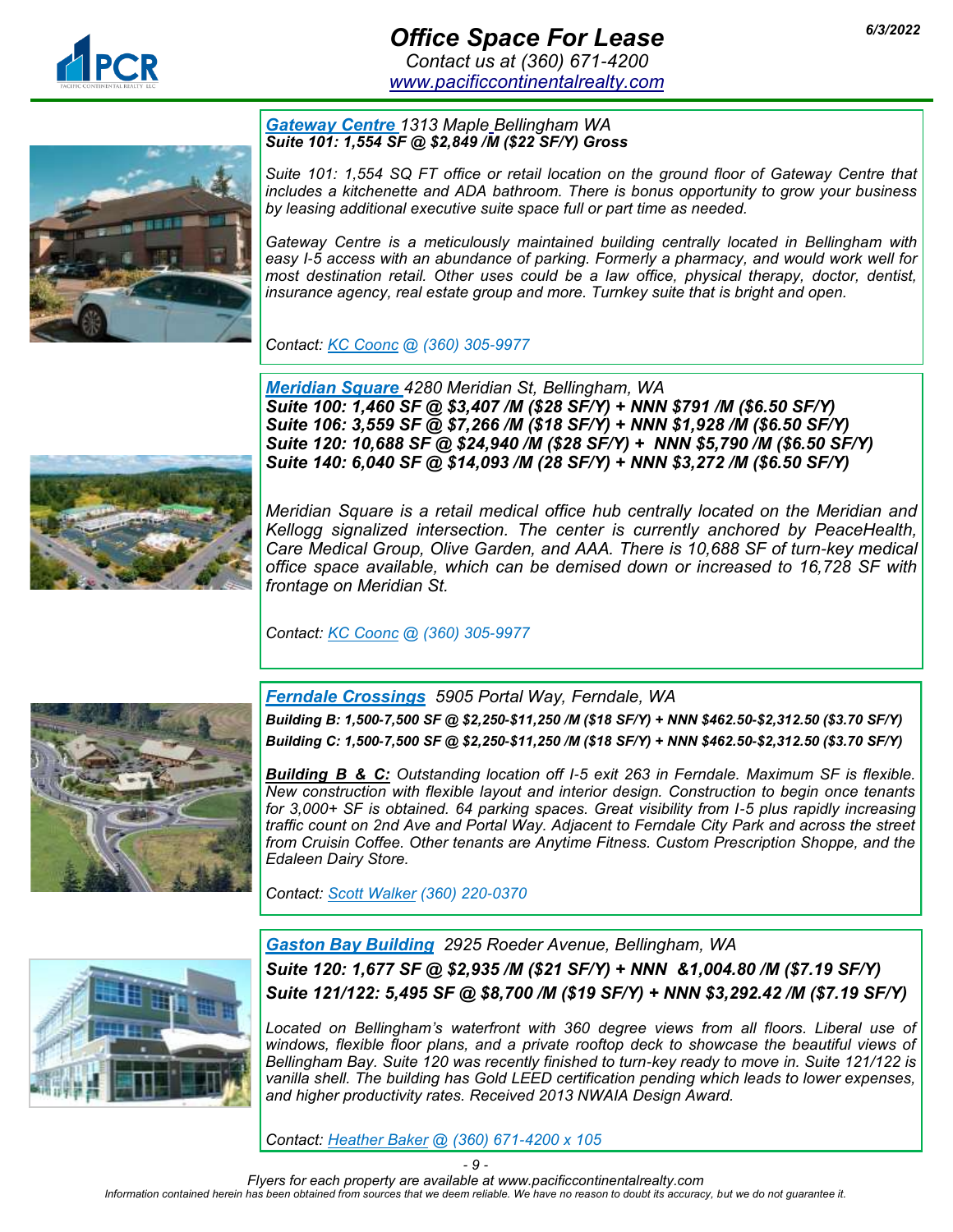# Office Space For Lease

Contact us at (360) 671-4200
www.pacificcontinentalrealty.com

6/3/2022

## Gateway Centre 1313 Maple Bellingham WA

***Suite 101: 1,554 SF @ $2,849 /M ($22 SF/Y) Gross***

*Suite 101: 1,554 SQ FT office or retail location on the ground floor of Gateway Centre that includes a kitchenette and ADA bathroom. There is bonus opportunity to grow your business by leasing additional executive suite space full or part time as needed.*

*Gateway Centre is a meticulously maintained building centrally located in Bellingham with easy I-5 access with an abundance of parking. Formerly a pharmacy, and would work well for most destination retail. Other uses could be a law office, physical therapy, doctor, dentist, insurance agency, real estate group and more. Turnkey suite that is bright and open.*

*Contact: KC Coonc @ (360) 305-9977*

## Meridian Square 4280 Meridian St, Bellingham, WA

***Suite 100: 1,460 SF @ $3,407 /M ($28 SF/Y) + NNN $791 /M ($6.50 SF/Y)***
***Suite 106: 3,559 SF @ $7,266 /M ($18 SF/Y) + NNN $1,928 /M ($6.50 SF/Y)***
***Suite 120: 10,688 SF @ $24,940 /M ($28 SF/Y) + NNN $5,790 /M ($6.50 SF/Y)***
***Suite 140: 6,040 SF @ $14,093 /M (28 SF/Y) + NNN $3,272 /M ($6.50 SF/Y)***

*Meridian Square is a retail medical office hub centrally located on the Meridian and Kellogg signalized intersection. The center is currently anchored by PeaceHealth, Care Medical Group, Olive Garden, and AAA. There is 10,688 SF of turn-key medical office space available, which can be demised down or increased to 16,728 SF with frontage on Meridian St.*

*Contact: KC Coonc @ (360) 305-9977*

## Ferndale Crossings 5905 Portal Way, Ferndale, WA

***Building B: 1,500-7,500 SF @ $2,250-$11,250 /M ($18 SF/Y) + NNN $462.50-$2,312.50 ($3.70 SF/Y)***
***Building C: 1,500-7,500 SF @ $2,250-$11,250 /M ($18 SF/Y) + NNN $462.50-$2,312.50 ($3.70 SF/Y)***

***Building B & C:*** *Outstanding location off I-5 exit 263 in Ferndale. Maximum SF is flexible. New construction with flexible layout and interior design. Construction to begin once tenants for 3,000+ SF is obtained. 64 parking spaces. Great visibility from I-5 plus rapidly increasing traffic count on 2nd Ave and Portal Way. Adjacent to Ferndale City Park and across the street from Cruisin Coffee. Other tenants are Anytime Fitness. Custom Prescription Shoppe, and the Edaleen Dairy Store.*

*Contact: Scott Walker (360) 220-0370*

## Gaston Bay Building 2925 Roeder Avenue, Bellingham, WA

***Suite 120: 1,677 SF @ $2,935 /M ($21 SF/Y) + NNN &1,004.80 /M ($7.19 SF/Y)***
***Suite 121/122: 5,495 SF @ $8,700 /M ($19 SF/Y) + NNN $3,292.42 /M ($7.19 SF/Y)***

*Located on Bellingham's waterfront with 360 degree views from all floors. Liberal use of windows, flexible floor plans, and a private rooftop deck to showcase the beautiful views of Bellingham Bay. Suite 120 was recently finished to turn-key ready to move in. Suite 121/122 is vanilla shell. The building has Gold LEED certification pending which leads to lower expenses, and higher productivity rates. Received 2013 NWAIA Design Award.*

*Contact: Heather Baker @ (360) 671-4200 x 105*

*Flyers for each property are available at www.pacificcontinentalrealty.com*
*Information contained herein has been obtained from sources that we deem reliable. We have no reason to doubt its accuracy, but we do not guarantee it.*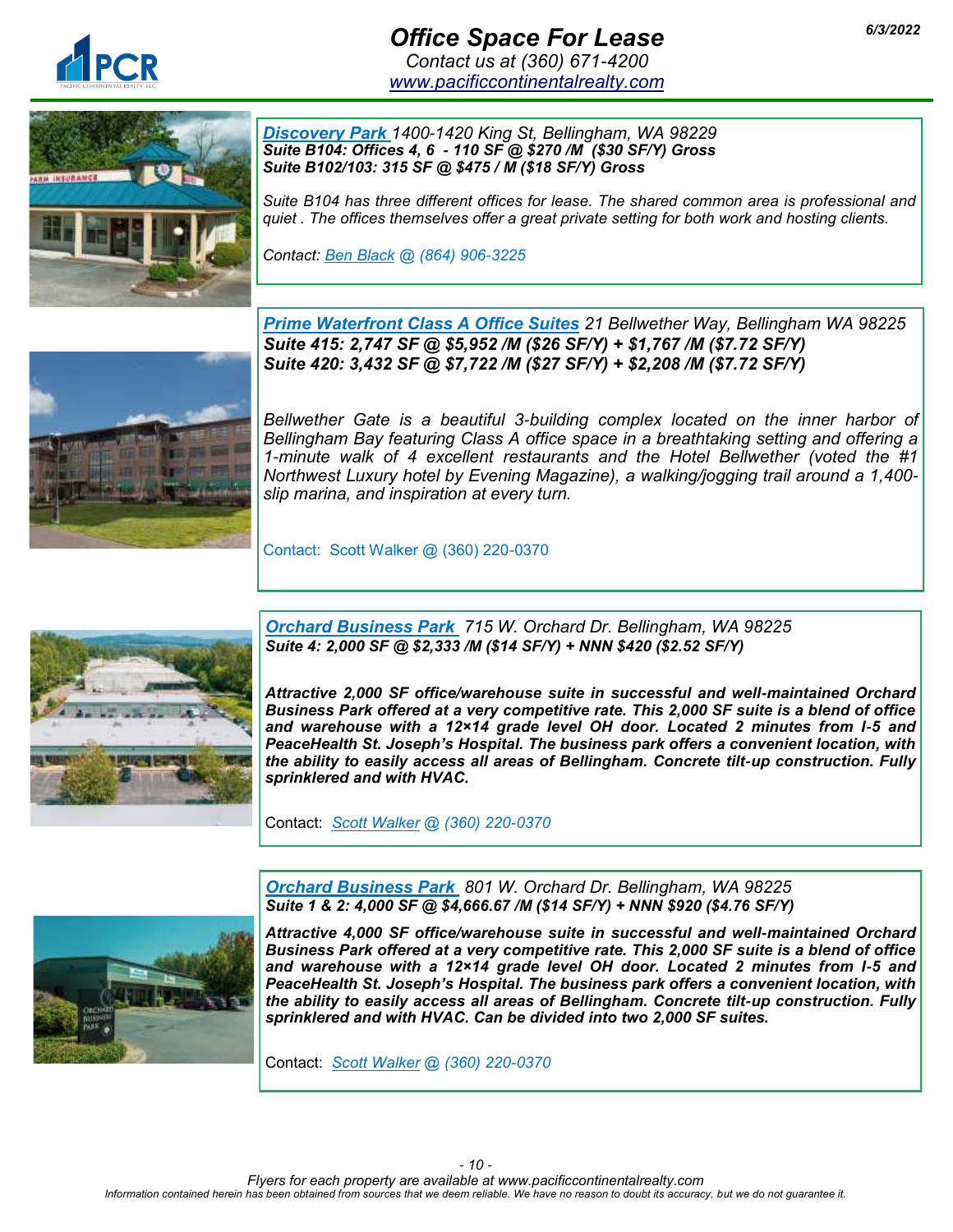# *Office Space For Lease*

*Contact us at (360) 671-4200*
*www.pacificcontinentalrealty.com*

*6/3/2022*

---

***Discovery Park*** *1400-1420 King St, Bellingham, WA 98229*
***Suite B104: Offices 4, 6 - 110 SF @ $270 /M ($30 SF/Y) Gross***
***Suite B102/103: 315 SF @ $475 / M ($18 SF/Y) Gross***

*Suite B104 has three different offices for lease. The shared common area is professional and quiet . The offices themselves offer a great private setting for both work and hosting clients.*

*Contact: Ben Black @ (864) 906-3225*

---

***Prime Waterfront Class A Office Suites*** *21 Bellwether Way, Bellingham WA 98225*
***Suite 415: 2,747 SF @ $5,952 /M ($26 SF/Y) + $1,767 /M ($7.72 SF/Y)***
***Suite 420: 3,432 SF @ $7,722 /M ($27 SF/Y) + $2,208 /M ($7.72 SF/Y)***

*Bellwether Gate is a beautiful 3-building complex located on the inner harbor of Bellingham Bay featuring Class A office space in a breathtaking setting and offering a 1-minute walk of 4 excellent restaurants and the Hotel Bellwether (voted the #1 Northwest Luxury hotel by Evening Magazine), a walking/jogging trail around a 1,400-slip marina, and inspiration at every turn.*

Contact: Scott Walker @ (360) 220-0370

---

***Orchard Business Park*** *715 W. Orchard Dr. Bellingham, WA 98225*
***Suite 4: 2,000 SF @ $2,333 /M ($14 SF/Y) + NNN $420 ($2.52 SF/Y)***

***Attractive 2,000 SF office/warehouse suite in successful and well-maintained Orchard Business Park offered at a very competitive rate. This 2,000 SF suite is a blend of office and warehouse with a 12×14 grade level OH door. Located 2 minutes from I-5 and PeaceHealth St. Joseph's Hospital. The business park offers a convenient location, with the ability to easily access all areas of Bellingham. Concrete tilt-up construction. Fully sprinklered and with HVAC.***

Contact: *Scott Walker @ (360) 220-0370*

---

***Orchard Business Park*** *801 W. Orchard Dr. Bellingham, WA 98225*
***Suite 1 & 2: 4,000 SF @ $4,666.67 /M ($14 SF/Y) + NNN $920 ($4.76 SF/Y)***

***Attractive 4,000 SF office/warehouse suite in successful and well-maintained Orchard Business Park offered at a very competitive rate. This 2,000 SF suite is a blend of office and warehouse with a 12×14 grade level OH door. Located 2 minutes from I-5 and PeaceHealth St. Joseph's Hospital. The business park offers a convenient location, with the ability to easily access all areas of Bellingham. Concrete tilt-up construction. Fully sprinklered and with HVAC. Can be divided into two 2,000 SF suites.***

Contact: *Scott Walker @ (360) 220-0370*

---

*Flyers for each property are available at www.pacificcontinentalrealty.com*
*Information contained herein has been obtained from sources that we deem reliable. We have no reason to doubt its accuracy, but we do not guarantee it.*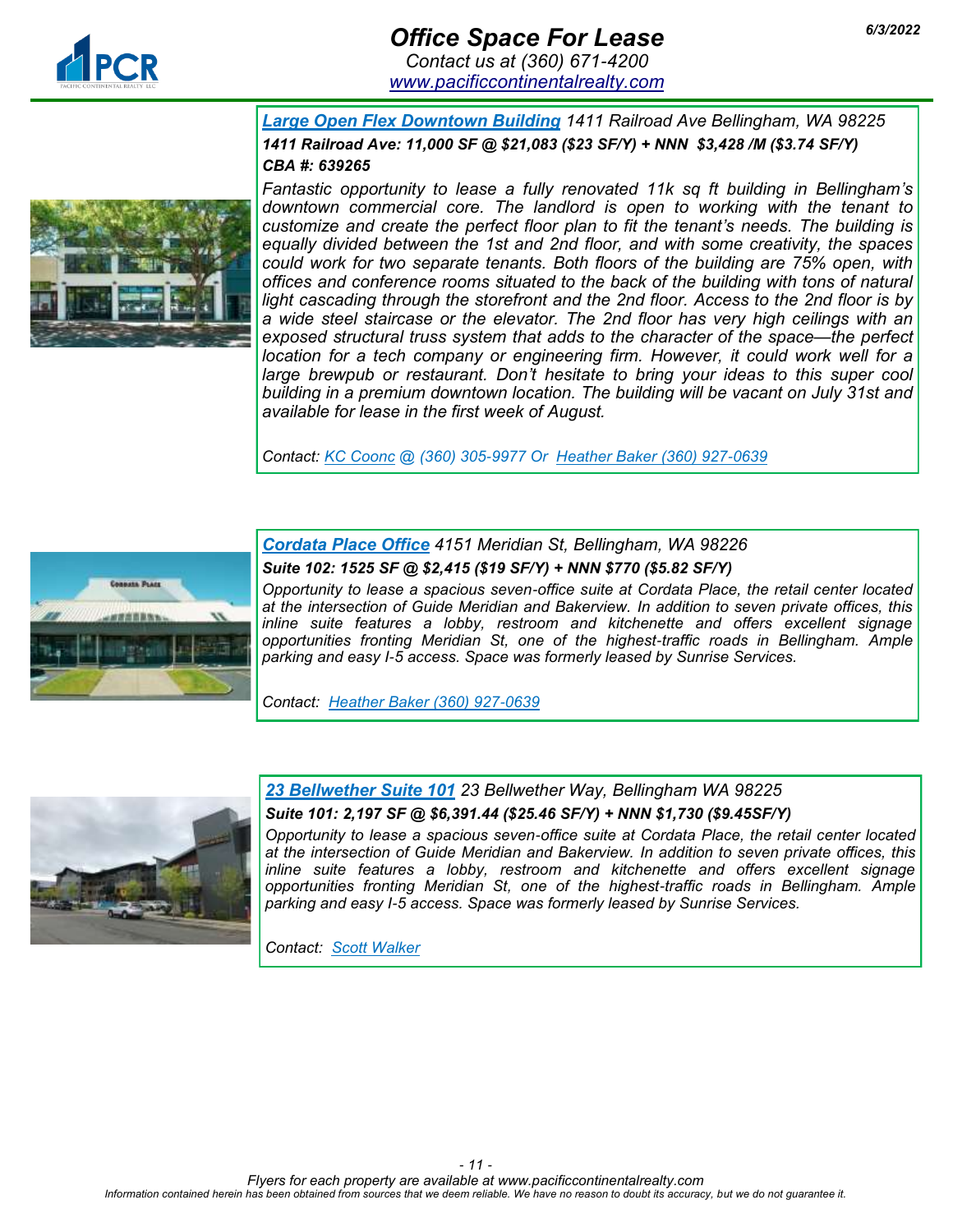# Office Space For Lease

*Contact us at (360) 671-4200*
*www.pacificcontinentalrealty.com*

*6/3/2022*

## *Large Open Flex Downtown Building* *1411 Railroad Ave Bellingham, WA 98225*

***1411 Railroad Ave: 11,000 SF @ $21,083 ($23 SF/Y) + NNN $3,428 /M ($3.74 SF/Y)***
***CBA #: 639265***

*Fantastic opportunity to lease a fully renovated 11k sq ft building in Bellingham's downtown commercial core. The landlord is open to working with the tenant to customize and create the perfect floor plan to fit the tenant's needs. The building is equally divided between the 1st and 2nd floor, and with some creativity, the spaces could work for two separate tenants. Both floors of the building are 75% open, with offices and conference rooms situated to the back of the building with tons of natural light cascading through the storefront and the 2nd floor. Access to the 2nd floor is by a wide steel staircase or the elevator. The 2nd floor has very high ceilings with an exposed structural truss system that adds to the character of the space—the perfect location for a tech company or engineering firm. However, it could work well for a large brewpub or restaurant. Don't hesitate to bring your ideas to this super cool building in a premium downtown location. The building will be vacant on July 31st and available for lease in the first week of August.*

*Contact: KC Coonc @ (360) 305-9977 Or Heather Baker (360) 927-0639*

## *Cordata Place Office* *4151 Meridian St, Bellingham, WA 98226*

***Suite 102: 1525 SF @ $2,415 ($19 SF/Y) + NNN $770 ($5.82 SF/Y)***

*Opportunity to lease a spacious seven-office suite at Cordata Place, the retail center located at the intersection of Guide Meridian and Bakerview. In addition to seven private offices, this inline suite features a lobby, restroom and kitchenette and offers excellent signage opportunities fronting Meridian St, one of the highest-traffic roads in Bellingham. Ample parking and easy I-5 access. Space was formerly leased by Sunrise Services.*

*Contact: Heather Baker (360) 927-0639*

## *23 Bellwether Suite 101* *23 Bellwether Way, Bellingham WA 98225*

***Suite 101: 2,197 SF @ $6,391.44 ($25.46 SF/Y) + NNN $1,730 ($9.45SF/Y)***

*Opportunity to lease a spacious seven-office suite at Cordata Place, the retail center located at the intersection of Guide Meridian and Bakerview. In addition to seven private offices, this inline suite features a lobby, restroom and kitchenette and offers excellent signage opportunities fronting Meridian St, one of the highest-traffic roads in Bellingham. Ample parking and easy I-5 access. Space was formerly leased by Sunrise Services.*

*Contact: Scott Walker*

*Flyers for each property are available at www.pacificcontinentalrealty.com*
*Information contained herein has been obtained from sources that we deem reliable. We have no reason to doubt its accuracy, but we do not guarantee it.*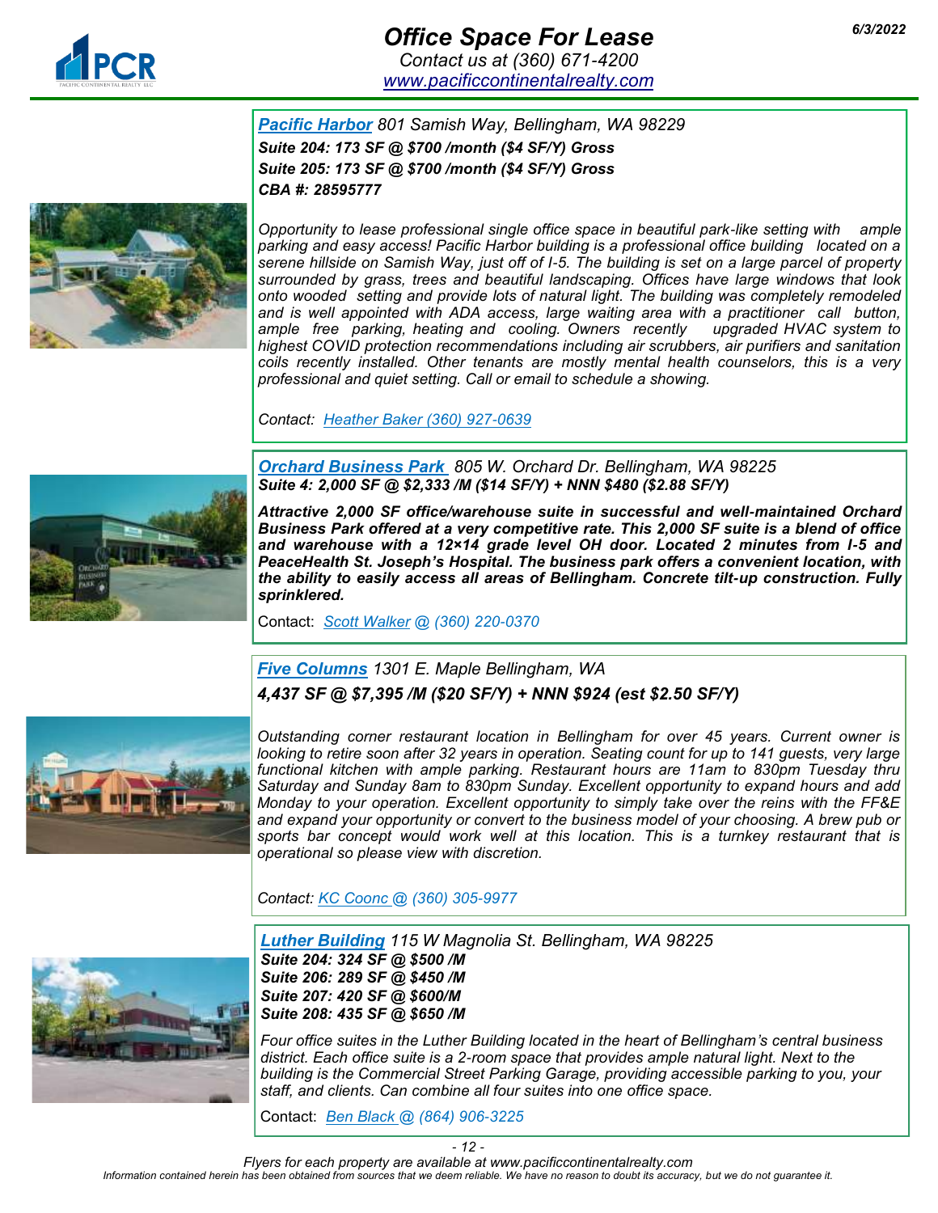# Office Space For Lease

*Contact us at (360) 671-4200*
*www.pacificcontinentalrealty.com*

6/3/2022

---

***Pacific Harbor*** *801 Samish Way, Bellingham, WA 98229*

***Suite 204: 173 SF @ $700 /month ($4 SF/Y) Gross***
***Suite 205: 173 SF @ $700 /month ($4 SF/Y) Gross***
***CBA #: 28595777***

*Opportunity to lease professional single office space in beautiful park-like setting with ample parking and easy access! Pacific Harbor building is a professional office building located on a serene hillside on Samish Way, just off of I-5. The building is set on a large parcel of property surrounded by grass, trees and beautiful landscaping. Offices have large windows that look onto wooded setting and provide lots of natural light. The building was completely remodeled and is well appointed with ADA access, large waiting area with a practitioner call button, ample free parking, heating and cooling. Owners recently upgraded HVAC system to highest COVID protection recommendations including air scrubbers, air purifiers and sanitation coils recently installed. Other tenants are mostly mental health counselors, this is a very professional and quiet setting. Call or email to schedule a showing.*

*Contact: Heather Baker (360) 927-0639*

---

***Orchard Business Park*** *805 W. Orchard Dr. Bellingham, WA 98225*

***Suite 4: 2,000 SF @ $2,333 /M ($14 SF/Y) + NNN $480 ($2.88 SF/Y)***

***Attractive 2,000 SF office/warehouse suite in successful and well-maintained Orchard Business Park offered at a very competitive rate. This 2,000 SF suite is a blend of office and warehouse with a 12×14 grade level OH door. Located 2 minutes from I-5 and PeaceHealth St. Joseph's Hospital. The business park offers a convenient location, with the ability to easily access all areas of Bellingham. Concrete tilt-up construction. Fully sprinklered.***

Contact: *Scott Walker @ (360) 220-0370*

---

***Five Columns*** *1301 E. Maple Bellingham, WA*

***4,437 SF @ $7,395 /M ($20 SF/Y) + NNN $924 (est $2.50 SF/Y)***

*Outstanding corner restaurant location in Bellingham for over 45 years. Current owner is looking to retire soon after 32 years in operation. Seating count for up to 141 guests, very large functional kitchen with ample parking. Restaurant hours are 11am to 830pm Tuesday thru Saturday and Sunday 8am to 830pm Sunday. Excellent opportunity to expand hours and add Monday to your operation. Excellent opportunity to simply take over the reins with the FF&E and expand your opportunity or convert to the business model of your choosing. A brew pub or sports bar concept would work well at this location. This is a turnkey restaurant that is operational so please view with discretion.*

*Contact: KC Coonc @ (360) 305-9977*

---

***Luther Building*** *115 W Magnolia St. Bellingham, WA 98225*

***Suite 204: 324 SF @ $500 /M***
***Suite 206: 289 SF @ $450 /M***
***Suite 207: 420 SF @ $600/M***
***Suite 208: 435 SF @ $650 /M***

*Four office suites in the Luther Building located in the heart of Bellingham's central business district. Each office suite is a 2-room space that provides ample natural light. Next to the building is the Commercial Street Parking Garage, providing accessible parking to you, your staff, and clients. Can combine all four suites into one office space.*

Contact: *Ben Black @ (864) 906-3225*

---

*Flyers for each property are available at www.pacificcontinentalrealty.com*
*Information contained herein has been obtained from sources that we deem reliable. We have no reason to doubt its accuracy, but we do not guarantee it.*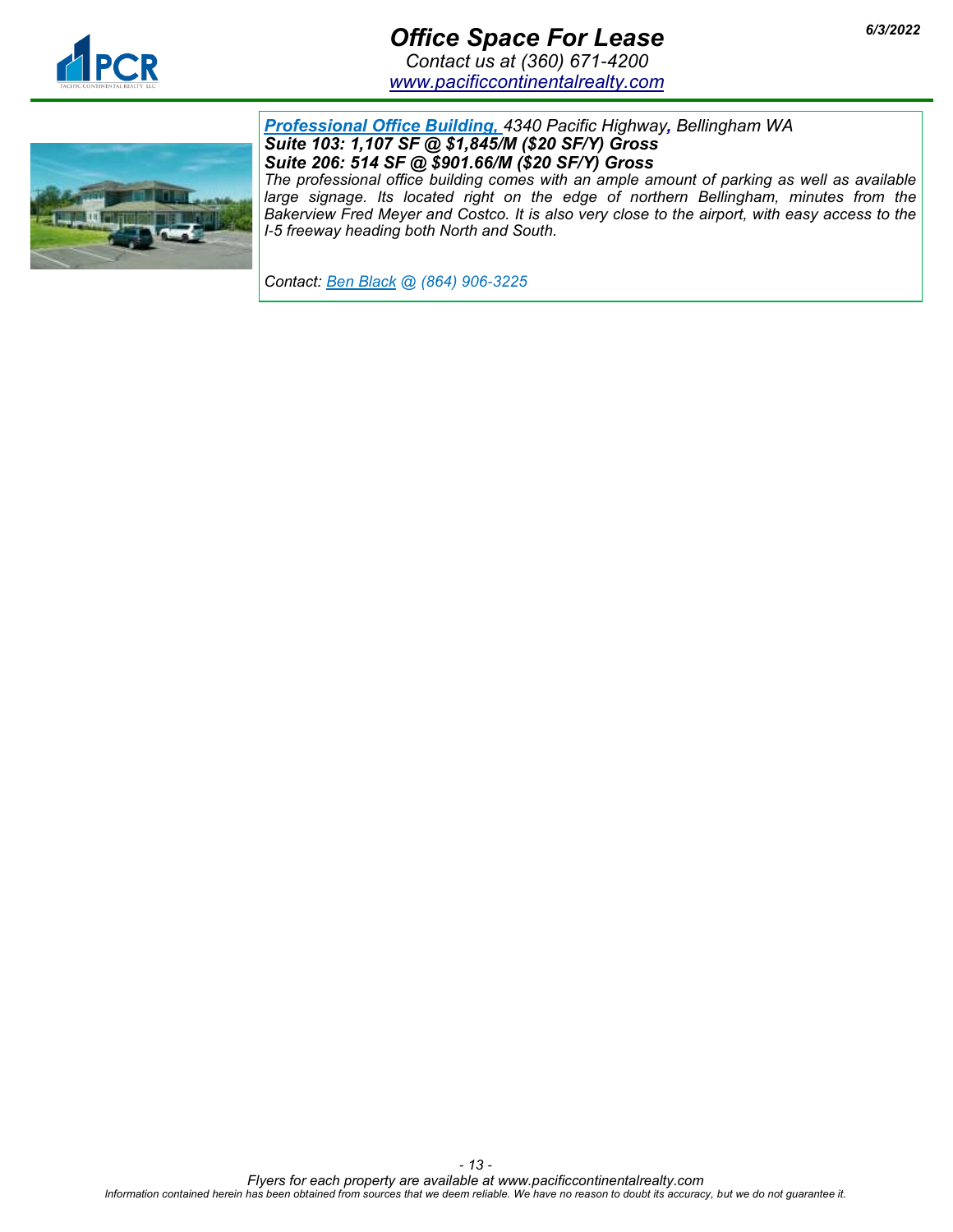# Office Space For Lease

*Contact us at (360) 671-4200*
*www.pacificcontinentalrealty.com*

*6/3/2022*

***Professional Office Building,*** *4340 Pacific Highway, Bellingham WA*
***Suite 103: 1,107 SF @ $1,845/M ($20 SF/Y) Gross***
***Suite 206: 514 SF @ $901.66/M ($20 SF/Y) Gross***
*The professional office building comes with an ample amount of parking as well as available large signage. Its located right on the edge of northern Bellingham, minutes from the Bakerview Fred Meyer and Costco. It is also very close to the airport, with easy access to the I-5 freeway heading both North and South.*

*Contact: Ben Black @ (864) 906-3225*

*Flyers for each property are available at www.pacificcontinentalrealty.com*
*Information contained herein has been obtained from sources that we deem reliable. We have no reason to doubt its accuracy, but we do not guarantee it.*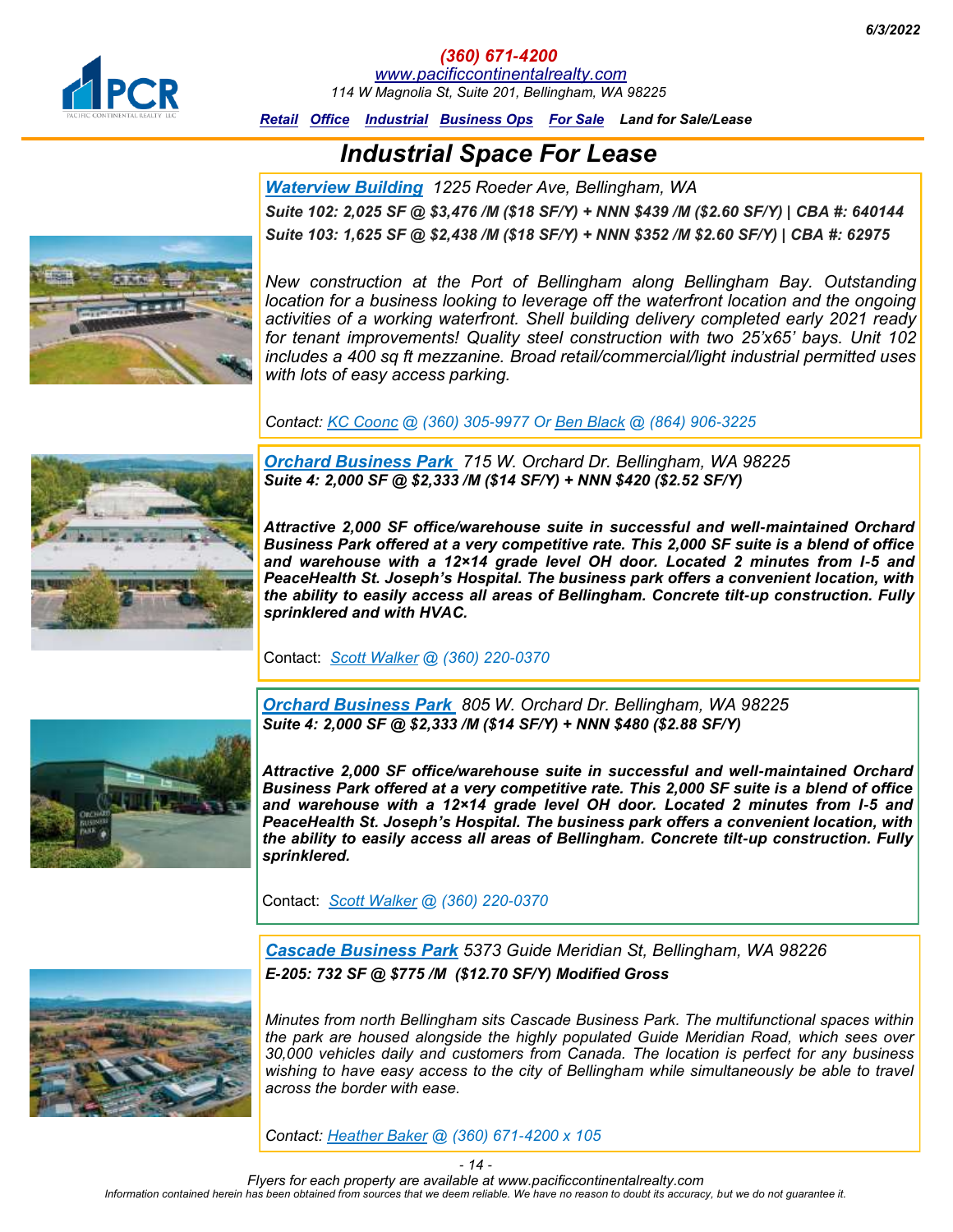6/3/2022

***(360) 671-4200***
*www.pacificcontinentalrealty.com*
*114 W Magnolia St, Suite 201, Bellingham, WA 98225*

***Retail*** ***Office*** ***Industrial*** ***Business Ops*** ***For Sale*** ***Land for Sale/Lease***

# *Industrial Space For Lease*

***Waterview Building*** *1225 Roeder Ave, Bellingham, WA*

***Suite 102: 2,025 SF @ $3,476 /M ($18 SF/Y) + NNN $439 /M ($2.60 SF/Y) | CBA #: 640144***
***Suite 103: 1,625 SF @ $2,438 /M ($18 SF/Y) + NNN $352 /M $2.60 SF/Y) | CBA #: 62975***

*New construction at the Port of Bellingham along Bellingham Bay. Outstanding location for a business looking to leverage off the waterfront location and the ongoing activities of a working waterfront. Shell building delivery completed early 2021 ready for tenant improvements! Quality steel construction with two 25'x65' bays. Unit 102 includes a 400 sq ft mezzanine. Broad retail/commercial/light industrial permitted uses with lots of easy access parking.*

*Contact: KC Cooncs @ (360) 305-9977 Or Ben Black @ (864) 906-3225*

***Orchard Business Park*** *715 W. Orchard Dr. Bellingham, WA 98225*

***Suite 4: 2,000 SF @ $2,333 /M ($14 SF/Y) + NNN $420 ($2.52 SF/Y)***

***Attractive 2,000 SF office/warehouse suite in successful and well-maintained Orchard Business Park offered at a very competitive rate. This 2,000 SF suite is a blend of office and warehouse with a 12×14 grade level OH door. Located 2 minutes from I-5 and PeaceHealth St. Joseph's Hospital. The business park offers a convenient location, with the ability to easily access all areas of Bellingham. Concrete tilt-up construction. Fully sprinklered and with HVAC.***

Contact: *Scott Walker @ (360) 220-0370*

***Orchard Business Park*** *805 W. Orchard Dr. Bellingham, WA 98225*

***Suite 4: 2,000 SF @ $2,333 /M ($14 SF/Y) + NNN $480 ($2.88 SF/Y)***

***Attractive 2,000 SF office/warehouse suite in successful and well-maintained Orchard Business Park offered at a very competitive rate. This 2,000 SF suite is a blend of office and warehouse with a 12×14 grade level OH door. Located 2 minutes from I-5 and PeaceHealth St. Joseph's Hospital. The business park offers a convenient location, with the ability to easily access all areas of Bellingham. Concrete tilt-up construction. Fully sprinklered.***

Contact: *Scott Walker @ (360) 220-0370*

***Cascade Business Park*** *5373 Guide Meridian St, Bellingham, WA 98226*

***E-205: 732 SF @ $775 /M ($12.70 SF/Y) Modified Gross***

*Minutes from north Bellingham sits Cascade Business Park. The multifunctional spaces within the park are housed alongside the highly populated Guide Meridian Road, which sees over 30,000 vehicles daily and customers from Canada. The location is perfect for any business wishing to have easy access to the city of Bellingham while simultaneously be able to travel across the border with ease.*

*Contact: Heather Baker @ (360) 671-4200 x 105*

*Flyers for each property are available at www.pacificcontinentalrealty.com*
*Information contained herein has been obtained from sources that we deem reliable. We have no reason to doubt its accuracy, but we do not guarantee it.*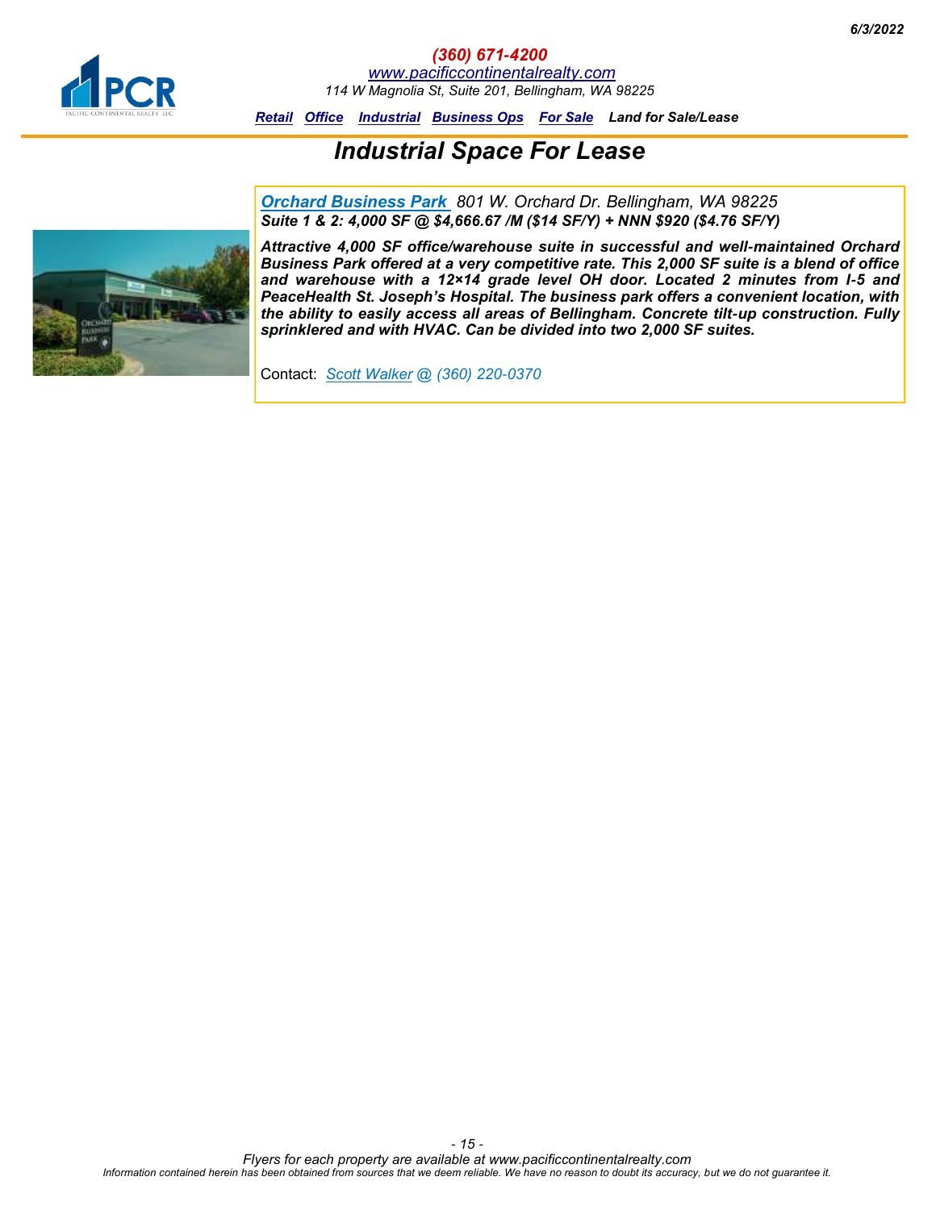# Industrial Space For Lease

**Orchard Business Park** *801 W. Orchard Dr. Bellingham, WA 98225*
***Suite 1 & 2: 4,000 SF @ $4,666.67 /M ($14 SF/Y) + NNN $920 ($4.76 SF/Y)***

***Attractive 4,000 SF office/warehouse suite in successful and well-maintained Orchard Business Park offered at a very competitive rate. This 2,000 SF suite is a blend of office and warehouse with a 12×14 grade level OH door. Located 2 minutes from I-5 and PeaceHealth St. Joseph's Hospital. The business park offers a convenient location, with the ability to easily access all areas of Bellingham. Concrete tilt-up construction. Fully sprinklered and with HVAC. Can be divided into two 2,000 SF suites.***

Contact: *Scott Walker @ (360) 220-0370*

*Flyers for each property are available at www.pacificcontinentalrealty.com*

*Information contained herein has been obtained from sources that we deem reliable. We have no reason to doubt its accuracy, but we do not guarantee it.*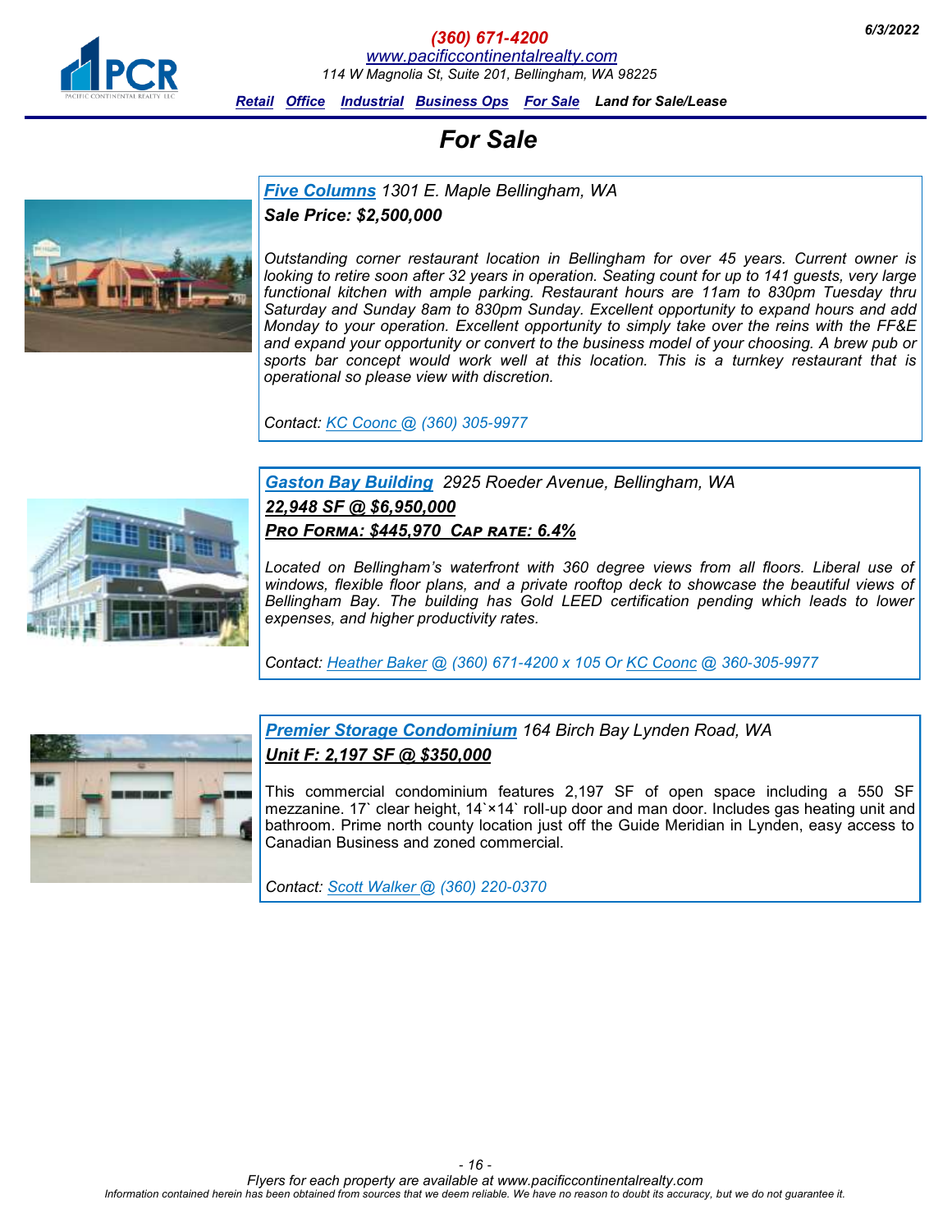(360) 671-4200
www.pacificcontinentalrealty.com
114 W Magnolia St, Suite 201, Bellingham, WA 98225

6/3/2022

Retail Office Industrial Business Ops For Sale **Land for Sale/Lease**

# For Sale

***Five Columns*** *1301 E. Maple Bellingham, WA*

***Sale Price: $2,500,000***

*Outstanding corner restaurant location in Bellingham for over 45 years. Current owner is looking to retire soon after 32 years in operation. Seating count for up to 141 guests, very large functional kitchen with ample parking. Restaurant hours are 11am to 830pm Tuesday thru Saturday and Sunday 8am to 830pm Sunday. Excellent opportunity to expand hours and add Monday to your operation. Excellent opportunity to simply take over the reins with the FF&E and expand your opportunity or convert to the business model of your choosing. A brew pub or sports bar concept would work well at this location. This is a turnkey restaurant that is operational so please view with discretion.*

*Contact: KC Coonc @ (360) 305-9977*

***Gaston Bay Building*** *2925 Roeder Avenue, Bellingham, WA*

***22,948 SF @ $6,950,000***

***Pro Forma: $445,970 Cap rate: 6.4%***

*Located on Bellingham's waterfront with 360 degree views from all floors. Liberal use of windows, flexible floor plans, and a private rooftop deck to showcase the beautiful views of Bellingham Bay. The building has Gold LEED certification pending which leads to lower expenses, and higher productivity rates.*

*Contact: Heather Baker @ (360) 671-4200 x 105 Or KC Coonc @ 360-305-9977*

***Premier Storage Condominium*** *164 Birch Bay Lynden Road, WA*

***Unit F: 2,197 SF @ $350,000***

This commercial condominium features 2,197 SF of open space including a 550 SF mezzanine. 17` clear height, 14`×14` roll-up door and man door. Includes gas heating unit and bathroom. Prime north county location just off the Guide Meridian in Lynden, easy access to Canadian Business and zoned commercial.

*Contact: Scott Walker @ (360) 220-0370*

*Flyers for each property are available at www.pacificcontinentalrealty.com*

*Information contained herein has been obtained from sources that we deem reliable. We have no reason to doubt its accuracy, but we do not guarantee it.*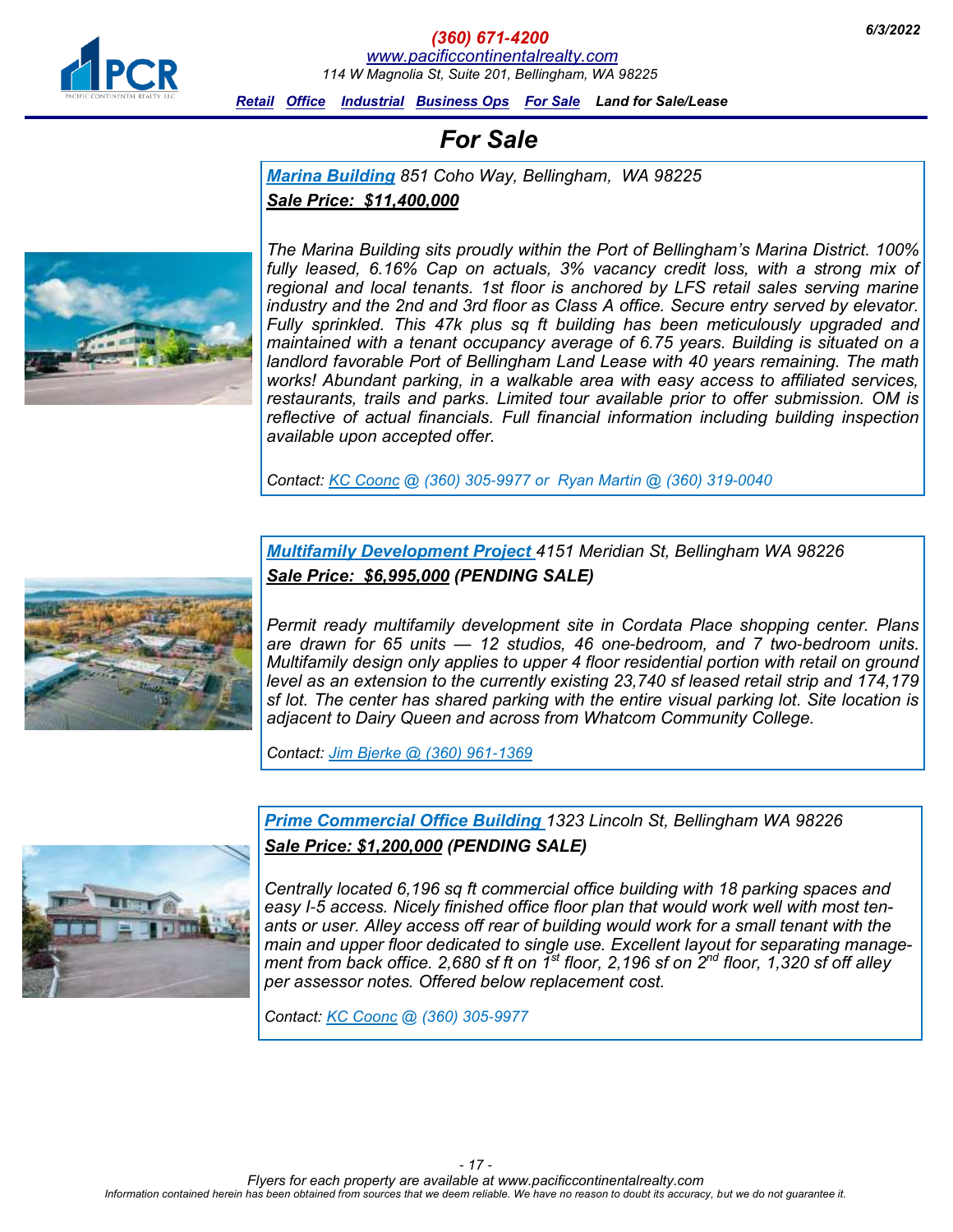# For Sale

**Marina Building** 851 Coho Way, Bellingham, WA 98225

***Sale Price: $11,400,000***

*The Marina Building sits proudly within the Port of Bellingham's Marina District. 100% fully leased, 6.16% Cap on actuals, 3% vacancy credit loss, with a strong mix of regional and local tenants. 1st floor is anchored by LFS retail sales serving marine industry and the 2nd and 3rd floor as Class A office. Secure entry served by elevator. Fully sprinkled. This 47k plus sq ft building has been meticulously upgraded and maintained with a tenant occupancy average of 6.75 years. Building is situated on a landlord favorable Port of Bellingham Land Lease with 40 years remaining. The math works! Abundant parking, in a walkable area with easy access to affiliated services, restaurants, trails and parks. Limited tour available prior to offer submission. OM is reflective of actual financials. Full financial information including building inspection available upon accepted offer.*

*Contact: KC Coonc @ (360) 305-9977 or Ryan Martin @ (360) 319-0040*

**Multifamily Development Project** 4151 Meridian St, Bellingham WA 98226

***Sale Price: $6,995,000 (PENDING SALE)***

*Permit ready multifamily development site in Cordata Place shopping center. Plans are drawn for 65 units — 12 studios, 46 one-bedroom, and 7 two-bedroom units. Multifamily design only applies to upper 4 floor residential portion with retail on ground level as an extension to the currently existing 23,740 sf leased retail strip and 174,179 sf lot. The center has shared parking with the entire visual parking lot. Site location is adjacent to Dairy Queen and across from Whatcom Community College.*

*Contact: Jim Bjerke @ (360) 961-1369*

**Prime Commercial Office Building** 1323 Lincoln St, Bellingham WA 98226

***Sale Price: $1,200,000 (PENDING SALE)***

*Centrally located 6,196 sq ft commercial office building with 18 parking spaces and easy I-5 access. Nicely finished office floor plan that would work well with most tenants or user. Alley access off rear of building would work for a small tenant with the main and upper floor dedicated to single use. Excellent layout for separating management from back office. 2,680 sf ft on 1st floor, 2,196 sf on 2nd floor, 1,320 sf off alley per assessor notes. Offered below replacement cost.*

*Contact: KC Coonc @ (360) 305-9977*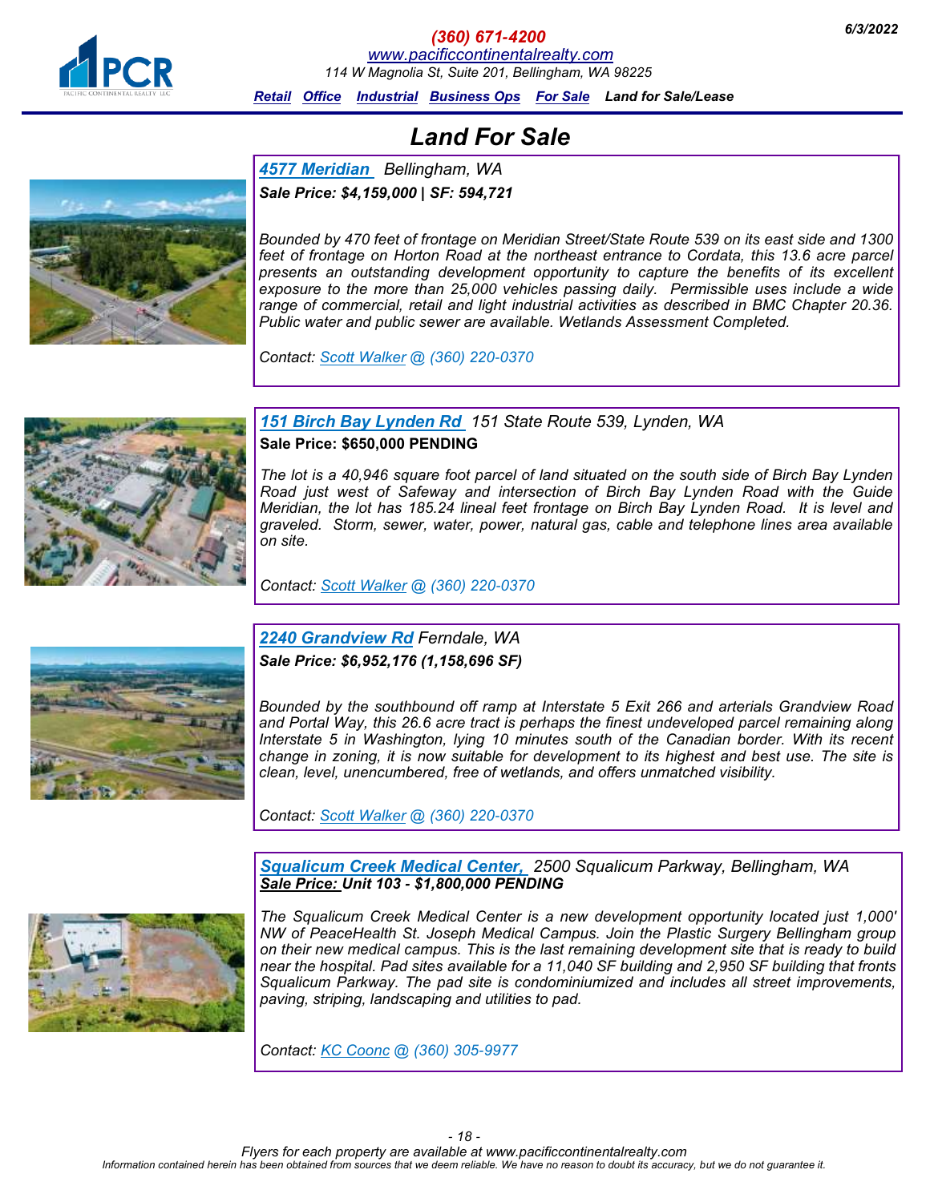# Land For Sale

## 4577 Meridian  Bellingham, WA

***Sale Price: $4,159,000 | SF: 594,721***

*Bounded by 470 feet of frontage on Meridian Street/State Route 539 on its east side and 1300 feet of frontage on Horton Road at the northeast entrance to Cordata, this 13.6 acre parcel presents an outstanding development opportunity to capture the benefits of its excellent exposure to the more than 25,000 vehicles passing daily. Permissible uses include a wide range of commercial, retail and light industrial activities as described in BMC Chapter 20.36. Public water and public sewer are available. Wetlands Assessment Completed.*

*Contact: Scott Walker @ (360) 220-0370*

## 151 Birch Bay Lynden Rd  151 State Route 539, Lynden, WA

**Sale Price: $650,000 PENDING**

*The lot is a 40,946 square foot parcel of land situated on the south side of Birch Bay Lynden Road just west of Safeway and intersection of Birch Bay Lynden Road with the Guide Meridian, the lot has 185.24 lineal feet frontage on Birch Bay Lynden Road. It is level and graveled. Storm, sewer, water, power, natural gas, cable and telephone lines area available on site.*

*Contact: Scott Walker @ (360) 220-0370*

## 2240 Grandview Rd Ferndale, WA

***Sale Price: $6,952,176 (1,158,696 SF)***

*Bounded by the southbound off ramp at Interstate 5 Exit 266 and arterials Grandview Road and Portal Way, this 26.6 acre tract is perhaps the finest undeveloped parcel remaining along Interstate 5 in Washington, lying 10 minutes south of the Canadian border. With its recent change in zoning, it is now suitable for development to its highest and best use. The site is clean, level, unencumbered, free of wetlands, and offers unmatched visibility.*

*Contact: Scott Walker @ (360) 220-0370*

## Squalicum Creek Medical Center,  2500 Squalicum Parkway, Bellingham, WA

***Sale Price: Unit 103 - $1,800,000 PENDING***

*The Squalicum Creek Medical Center is a new development opportunity located just 1,000' NW of PeaceHealth St. Joseph Medical Campus. Join the Plastic Surgery Bellingham group on their new medical campus. This is the last remaining development site that is ready to build near the hospital. Pad sites available for a 11,040 SF building and 2,950 SF building that fronts Squalicum Parkway. The pad site is condominiumized and includes all street improvements, paving, striping, landscaping and utilities to pad.*

*Contact: KC Coonc @ (360) 305-9977*

*Flyers for each property are available at www.pacificcontinentalrealty.com*

*Information contained herein has been obtained from sources that we deem reliable. We have no reason to doubt its accuracy, but we do not guarantee it.*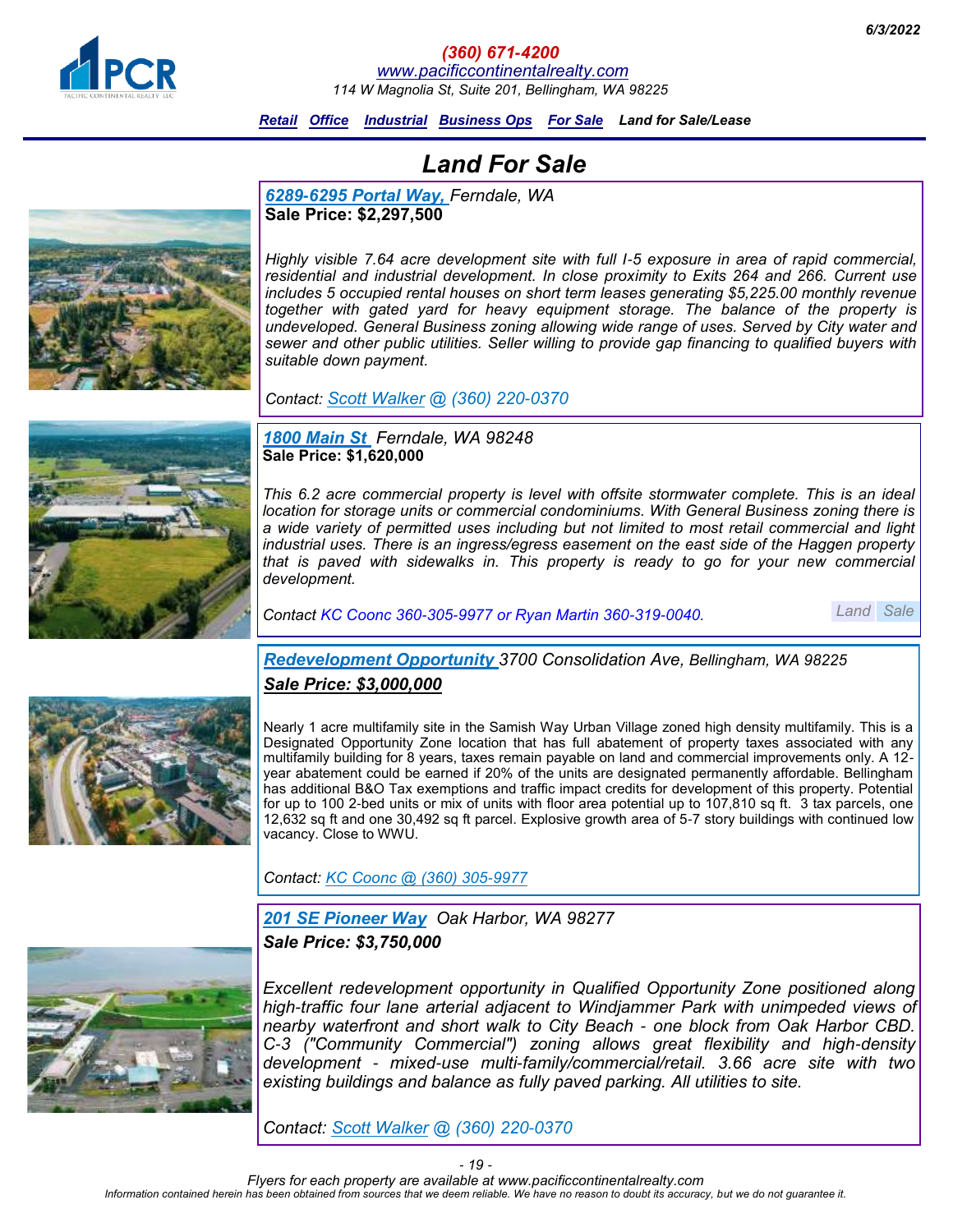6/3/2022

(360) 671-4200
www.pacificcontinentalrealty.com
114 W Magnolia St, Suite 201, Bellingham, WA 98225

Retail  Office  Industrial  Business Ops  For Sale  **Land for Sale/Lease**

# *Land For Sale*

*6289-6295 Portal Way, Ferndale, WA*
**Sale Price: $2,297,500**

*Highly visible 7.64 acre development site with full I-5 exposure in area of rapid commercial, residential and industrial development. In close proximity to Exits 264 and 266. Current use includes 5 occupied rental houses on short term leases generating $5,225.00 monthly revenue together with gated yard for heavy equipment storage. The balance of the property is undeveloped. General Business zoning allowing wide range of uses. Served by City water and sewer and other public utilities. Seller willing to provide gap financing to qualified buyers with suitable down payment.*

*Contact: Scott Walker @ (360) 220-0370*

*1800 Main St Ferndale, WA 98248*
**Sale Price: $1,620,000**

*This 6.2 acre commercial property is level with offsite stormwater complete. This is an ideal location for storage units or commercial condominiums. With General Business zoning there is a wide variety of permitted uses including but not limited to most retail commercial and light industrial uses. There is an ingress/egress easement on the east side of the Haggen property that is paved with sidewalks in. This property is ready to go for your new commercial development.*

*Contact KC Coonc 360-305-9977 or Ryan Martin 360-319-0040.*

Land Sale

*Redevelopment Opportunity 3700 Consolidation Ave, Bellingham, WA 98225*
***Sale Price: $3,000,000***

Nearly 1 acre multifamily site in the Samish Way Urban Village zoned high density multifamily. This is a Designated Opportunity Zone location that has full abatement of property taxes associated with any multifamily building for 8 years, taxes remain payable on land and commercial improvements only. A 12-year abatement could be earned if 20% of the units are designated permanently affordable. Bellingham has additional B&O Tax exemptions and traffic impact credits for development of this property. Potential for up to 100 2-bed units or mix of units with floor area potential up to 107,810 sq ft. 3 tax parcels, one 12,632 sq ft and one 30,492 sq ft parcel. Explosive growth area of 5-7 story buildings with continued low vacancy. Close to WWU.

*Contact: KC Coonc @ (360) 305-9977*

*201 SE Pioneer Way Oak Harbor, WA 98277*
***Sale Price: $3,750,000***

*Excellent redevelopment opportunity in Qualified Opportunity Zone positioned along high-traffic four lane arterial adjacent to Windjammer Park with unimpeded views of nearby waterfront and short walk to City Beach - one block from Oak Harbor CBD. C-3 ("Community Commercial") zoning allows great flexibility and high-density development - mixed-use multi-family/commercial/retail. 3.66 acre site with two existing buildings and balance as fully paved parking. All utilities to site.*

*Contact: Scott Walker @ (360) 220-0370*

*Flyers for each property are available at www.pacificcontinentalrealty.com*
*Information contained herein has been obtained from sources that we deem reliable. We have no reason to doubt its accuracy, but we do not guarantee it.*